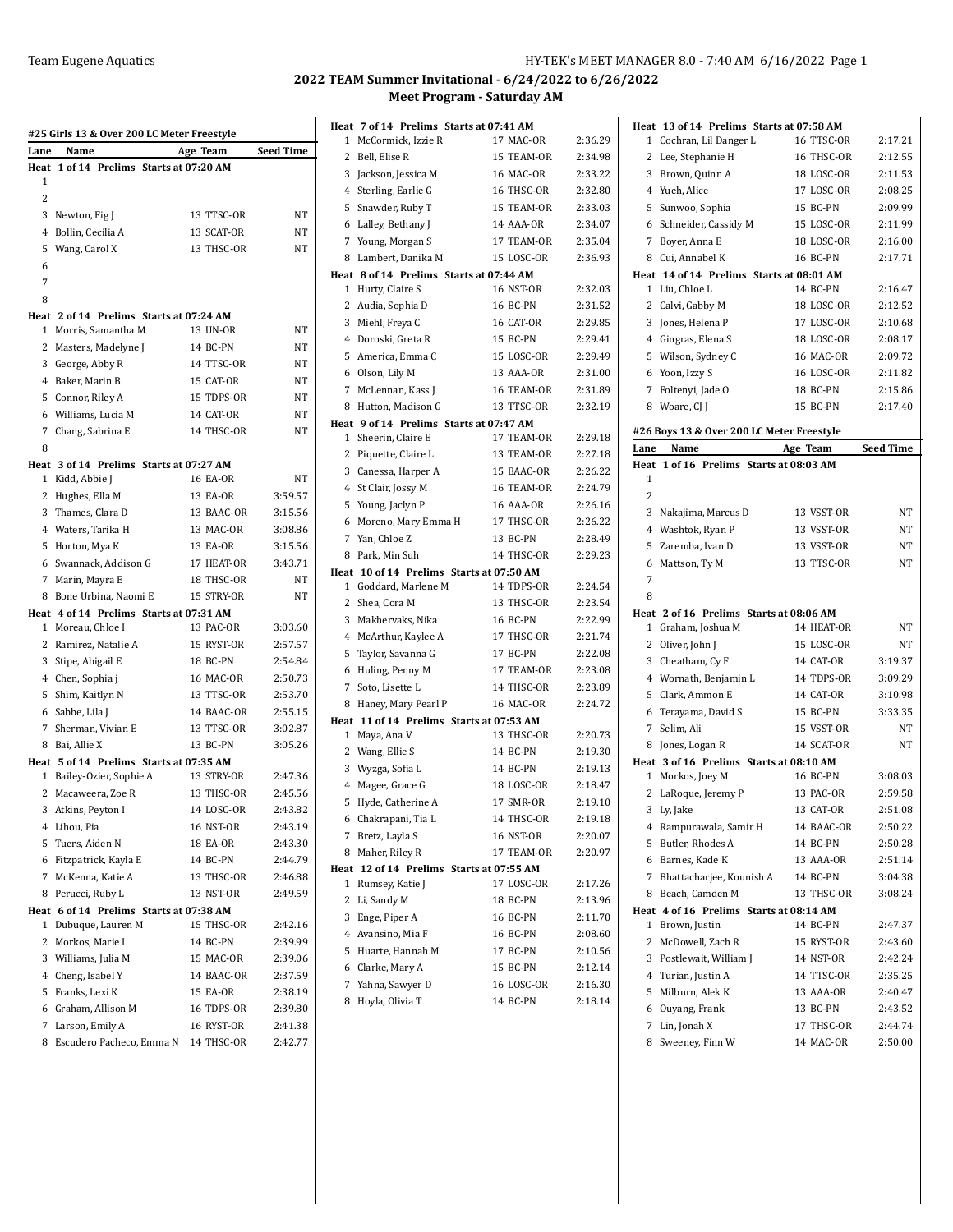## 2022 TEAM Summer Invitational - 6/24/2022 to 6/26/2022

### Meet Program - Saturday AM

#### #25 Girls 13 & Over 200 LC Meter Freestyle

| Lane | Name | Age | Team | Seed Time |
|---|---|---|---|---|
| **Heat 1 of 14 Prelims Starts at 07:20 AM** | | | | |
| 1 | | | | |
| 2 | | | | |
| 3 | Newton, Fig J | 13 | TTSC-OR | NT |
| 4 | Bollin, Cecilia A | 13 | SCAT-OR | NT |
| 5 | Wang, Carol X | 13 | THSC-OR | NT |
| 6 | | | | |
| 7 | | | | |
| 8 | | | | |
| **Heat 2 of 14 Prelims Starts at 07:24 AM** | | | | |
| 1 | Morris, Samantha M | 13 | UN-OR | NT |
| 2 | Masters, Madelyne J | 14 | BC-PN | NT |
| 3 | George, Abby R | 14 | TTSC-OR | NT |
| 4 | Baker, Marin B | 15 | CAT-OR | NT |
| 5 | Connor, Riley A | 15 | TDPS-OR | NT |
| 6 | Williams, Lucia M | 14 | CAT-OR | NT |
| 7 | Chang, Sabrina E | 14 | THSC-OR | NT |
| 8 | | | | |
| **Heat 3 of 14 Prelims Starts at 07:27 AM** | | | | |
| 1 | Kidd, Abbie J | 16 | EA-OR | NT |
| 2 | Hughes, Ella M | 13 | EA-OR | 3:59.57 |
| 3 | Thames, Clara D | 13 | BAAC-OR | 3:15.56 |
| 4 | Waters, Tarika H | 13 | MAC-OR | 3:08.86 |
| 5 | Horton, Mya K | 13 | EA-OR | 3:15.56 |
| 6 | Swannack, Addison G | 17 | HEAT-OR | 3:43.71 |
| 7 | Marin, Mayra E | 18 | THSC-OR | NT |
| 8 | Bone Urbina, Naomi E | 15 | STRY-OR | NT |
| **Heat 4 of 14 Prelims Starts at 07:31 AM** | | | | |
| 1 | Moreau, Chloe I | 13 | PAC-OR | 3:03.60 |
| 2 | Ramirez, Natalie A | 15 | RYST-OR | 2:57.57 |
| 3 | Stipe, Abigail E | 18 | BC-PN | 2:54.84 |
| 4 | Chen, Sophia j | 16 | MAC-OR | 2:50.73 |
| 5 | Shim, Kaitlyn N | 13 | TTSC-OR | 2:53.70 |
| 6 | Sabbe, Lila J | 14 | BAAC-OR | 2:55.15 |
| 7 | Sherman, Vivian E | 13 | TTSC-OR | 3:02.87 |
| 8 | Bai, Allie X | 13 | BC-PN | 3:05.26 |
| **Heat 5 of 14 Prelims Starts at 07:35 AM** | | | | |
| 1 | Bailey-Ozier, Sophie A | 13 | STRY-OR | 2:47.36 |
| 2 | Macaweera, Zoe R | 13 | THSC-OR | 2:45.56 |
| 3 | Atkins, Peyton I | 14 | LOSC-OR | 2:43.82 |
| 4 | Lihou, Pia | 16 | NST-OR | 2:43.19 |
| 5 | Tuers, Aiden N | 18 | EA-OR | 2:43.30 |
| 6 | Fitzpatrick, Kayla E | 14 | BC-PN | 2:44.79 |
| 7 | McKenna, Katie A | 13 | THSC-OR | 2:46.88 |
| 8 | Perucci, Ruby L | 13 | NST-OR | 2:49.59 |
| **Heat 6 of 14 Prelims Starts at 07:38 AM** | | | | |
| 1 | Dubuque, Lauren M | 15 | THSC-OR | 2:42.16 |
| 2 | Morkos, Marie I | 14 | BC-PN | 2:39.99 |
| 3 | Williams, Julia M | 15 | MAC-OR | 2:39.06 |
| 4 | Cheng, Isabel Y | 14 | BAAC-OR | 2:37.59 |
| 5 | Franks, Lexi K | 15 | EA-OR | 2:38.19 |
| 6 | Graham, Allison M | 16 | TDPS-OR | 2:39.80 |
| 7 | Larson, Emily A | 16 | RYST-OR | 2:41.38 |
| 8 | Escudero Pacheco, Emma N | 14 | THSC-OR | 2:42.77 |
| **Heat 7 of 14 Prelims Starts at 07:41 AM** | | | | |
| 1 | McCormick, Izzie R | 17 | MAC-OR | 2:36.29 |
| 2 | Bell, Elise R | 15 | TEAM-OR | 2:34.98 |
| 3 | Jackson, Jessica M | 16 | MAC-OR | 2:33.22 |
| 4 | Sterling, Earlie G | 16 | THSC-OR | 2:32.80 |
| 5 | Snawder, Ruby T | 15 | TEAM-OR | 2:33.03 |
| 6 | Lalley, Bethany J | 14 | AAA-OR | 2:34.07 |
| 7 | Young, Morgan S | 17 | TEAM-OR | 2:35.04 |
| 8 | Lambert, Danika M | 15 | LOSC-OR | 2:36.93 |
| **Heat 8 of 14 Prelims Starts at 07:44 AM** | | | | |
| 1 | Hurty, Claire S | 16 | NST-OR | 2:32.03 |
| 2 | Audia, Sophia D | 16 | BC-PN | 2:31.52 |
| 3 | Miehl, Freya C | 16 | CAT-OR | 2:29.85 |
| 4 | Doroski, Greta R | 15 | BC-PN | 2:29.41 |
| 5 | America, Emma C | 15 | LOSC-OR | 2:29.49 |
| 6 | Olson, Lily M | 13 | AAA-OR | 2:31.00 |
| 7 | McLennan, Kass J | 16 | TEAM-OR | 2:31.89 |
| 8 | Hutton, Madison G | 13 | TTSC-OR | 2:32.19 |
| **Heat 9 of 14 Prelims Starts at 07:47 AM** | | | | |
| 1 | Sheerin, Claire E | 17 | TEAM-OR | 2:29.18 |
| 2 | Piquette, Claire L | 13 | TEAM-OR | 2:27.18 |
| 3 | Canessa, Harper A | 15 | BAAC-OR | 2:26.22 |
| 4 | St Clair, Jossy M | 16 | TEAM-OR | 2:24.79 |
| 5 | Young, Jaclyn P | 16 | AAA-OR | 2:26.16 |
| 6 | Moreno, Mary Emma H | 17 | THSC-OR | 2:26.22 |
| 7 | Yan, Chloe Z | 13 | BC-PN | 2:28.49 |
| 8 | Park, Min Suh | 14 | THSC-OR | 2:29.23 |
| **Heat 10 of 14 Prelims Starts at 07:50 AM** | | | | |
| 1 | Goddard, Marlene M | 14 | TDPS-OR | 2:24.54 |
| 2 | Shea, Cora M | 13 | THSC-OR | 2:23.54 |
| 3 | Makhervaks, Nika | 16 | BC-PN | 2:22.99 |
| 4 | McArthur, Kaylee A | 17 | THSC-OR | 2:21.74 |
| 5 | Taylor, Savanna G | 17 | BC-PN | 2:22.08 |
| 6 | Huling, Penny M | 17 | TEAM-OR | 2:23.08 |
| 7 | Soto, Lisette L | 14 | THSC-OR | 2:23.89 |
| 8 | Haney, Mary Pearl P | 16 | MAC-OR | 2:24.72 |
| **Heat 11 of 14 Prelims Starts at 07:53 AM** | | | | |
| 1 | Maya, Ana V | 13 | THSC-OR | 2:20.73 |
| 2 | Wang, Ellie S | 14 | BC-PN | 2:19.30 |
| 3 | Wyzga, Sofia L | 14 | BC-PN | 2:19.13 |
| 4 | Magee, Grace G | 18 | LOSC-OR | 2:18.47 |
| 5 | Hyde, Catherine A | 17 | SMR-OR | 2:19.10 |
| 6 | Chakrapani, Tia L | 14 | THSC-OR | 2:19.18 |
| 7 | Bretz, Layla S | 16 | NST-OR | 2:20.07 |
| 8 | Maher, Riley R | 17 | TEAM-OR | 2:20.97 |
| **Heat 12 of 14 Prelims Starts at 07:55 AM** | | | | |
| 1 | Rumsey, Katie J | 17 | LOSC-OR | 2:17.26 |
| 2 | Li, Sandy M | 18 | BC-PN | 2:13.96 |
| 3 | Enge, Piper A | 16 | BC-PN | 2:11.70 |
| 4 | Avansino, Mia F | 16 | BC-PN | 2:08.60 |
| 5 | Huarte, Hannah M | 17 | BC-PN | 2:10.56 |
| 6 | Clarke, Mary A | 15 | BC-PN | 2:12.14 |
| 7 | Yahna, Sawyer D | 16 | LOSC-OR | 2:16.30 |
| 8 | Hoyla, Olivia T | 14 | BC-PN | 2:18.14 |
| **Heat 13 of 14 Prelims Starts at 07:58 AM** | | | | |
| 1 | Cochran, Lil Danger L | 16 | TTSC-OR | 2:17.21 |
| 2 | Lee, Stephanie H | 16 | THSC-OR | 2:12.55 |
| 3 | Brown, Quinn A | 18 | LOSC-OR | 2:11.53 |
| 4 | Yueh, Alice | 17 | LOSC-OR | 2:08.25 |
| 5 | Sunwoo, Sophia | 15 | BC-PN | 2:09.99 |
| 6 | Schneider, Cassidy M | 15 | LOSC-OR | 2:11.99 |
| 7 | Boyer, Anna E | 18 | LOSC-OR | 2:16.00 |
| 8 | Cui, Annabel K | 16 | BC-PN | 2:17.71 |
| **Heat 14 of 14 Prelims Starts at 08:01 AM** | | | | |
| 1 | Liu, Chloe L | 14 | BC-PN | 2:16.47 |
| 2 | Calvi, Gabby M | 18 | LOSC-OR | 2:12.52 |
| 3 | Jones, Helena P | 17 | LOSC-OR | 2:10.68 |
| 4 | Gingras, Elena S | 18 | LOSC-OR | 2:08.17 |
| 5 | Wilson, Sydney C | 16 | MAC-OR | 2:09.72 |
| 6 | Yoon, Izzy S | 16 | LOSC-OR | 2:11.82 |
| 7 | Foltenyi, Jade O | 18 | BC-PN | 2:15.86 |
| 8 | Woare, CJ J | 15 | BC-PN | 2:17.40 |

#### #26 Boys 13 & Over 200 LC Meter Freestyle

| Lane | Name | Age | Team | Seed Time |
|---|---|---|---|---|
| **Heat 1 of 16 Prelims Starts at 08:03 AM** | | | | |
| 1 | | | | |
| 2 | | | | |
| 3 | Nakajima, Marcus D | 13 | VSST-OR | NT |
| 4 | Washtok, Ryan P | 13 | VSST-OR | NT |
| 5 | Zaremba, Ivan D | 13 | VSST-OR | NT |
| 6 | Mattson, Ty M | 13 | TTSC-OR | NT |
| 7 | | | | |
| 8 | | | | |
| **Heat 2 of 16 Prelims Starts at 08:06 AM** | | | | |
| 1 | Graham, Joshua M | 14 | HEAT-OR | NT |
| 2 | Oliver, John J | 15 | LOSC-OR | NT |
| 3 | Cheatham, Cy F | 14 | CAT-OR | 3:19.37 |
| 4 | Wornath, Benjamin L | 14 | TDPS-OR | 3:09.29 |
| 5 | Clark, Ammon E | 14 | CAT-OR | 3:10.98 |
| 6 | Terayama, David S | 15 | BC-PN | 3:33.35 |
| 7 | Selim, Ali | 15 | VSST-OR | NT |
| 8 | Jones, Logan R | 14 | SCAT-OR | NT |
| **Heat 3 of 16 Prelims Starts at 08:10 AM** | | | | |
| 1 | Morkos, Joey M | 16 | BC-PN | 3:08.03 |
| 2 | LaRoque, Jeremy P | 13 | PAC-OR | 2:59.58 |
| 3 | Ly, Jake | 13 | CAT-OR | 2:51.08 |
| 4 | Rampurawala, Samir H | 14 | BAAC-OR | 2:50.22 |
| 5 | Butler, Rhodes A | 14 | BC-PN | 2:50.28 |
| 6 | Barnes, Kade K | 13 | AAA-OR | 2:51.14 |
| 7 | Bhattacharjee, Kounish A | 14 | BC-PN | 3:04.38 |
| 8 | Beach, Camden M | 13 | THSC-OR | 3:08.24 |
| **Heat 4 of 16 Prelims Starts at 08:14 AM** | | | | |
| 1 | Brown, Justin | 14 | BC-PN | 2:47.37 |
| 2 | McDowell, Zach R | 15 | RYST-OR | 2:43.60 |
| 3 | Postlewait, William J | 14 | NST-OR | 2:42.24 |
| 4 | Turian, Justin A | 14 | TTSC-OR | 2:35.25 |
| 5 | Milburn, Alek K | 13 | AAA-OR | 2:40.47 |
| 6 | Ouyang, Frank | 13 | BC-PN | 2:43.52 |
| 7 | Lin, Jonah X | 17 | THSC-OR | 2:44.74 |
| 8 | Sweeney, Finn W | 14 | MAC-OR | 2:50.00 |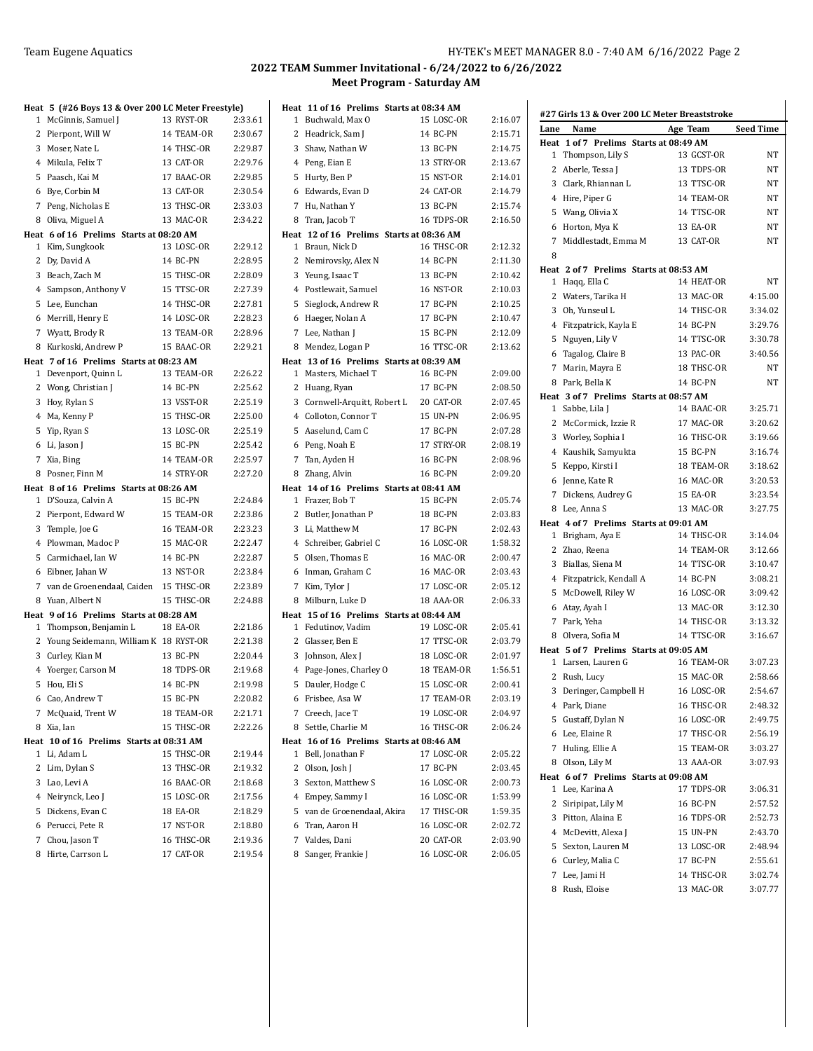## 2022 TEAM Summer Invitational - 6/24/2022 to 6/26/2022

### Meet Program - Saturday AM

**Heat 5 (#26 Boys 13 & Over 200 LC Meter Freestyle)**

| Lane | Name | Age | Team | Seed Time |
|---|---|---|---|---|
| 1 | McGinnis, Samuel J | 13 | RYST-OR | 2:33.61 |
| 2 | Pierpont, Will W | 14 | TEAM-OR | 2:30.67 |
| 3 | Moser, Nate L | 14 | THSC-OR | 2:29.87 |
| 4 | Mikula, Felix T | 13 | CAT-OR | 2:29.76 |
| 5 | Paasch, Kai M | 17 | BAAC-OR | 2:29.85 |
| 6 | Bye, Corbin M | 13 | CAT-OR | 2:30.54 |
| 7 | Peng, Nicholas E | 13 | THSC-OR | 2:33.03 |
| 8 | Oliva, Miguel A | 13 | MAC-OR | 2:34.22 |

**Heat 6 of 16 Prelims Starts at 08:20 AM**

| Lane | Name | Age | Team | Seed Time |
|---|---|---|---|---|
| 1 | Kim, Sungkook | 13 | LOSC-OR | 2:29.12 |
| 2 | Dy, David A | 14 | BC-PN | 2:28.95 |
| 3 | Beach, Zach M | 15 | THSC-OR | 2:28.09 |
| 4 | Sampson, Anthony V | 15 | TTSC-OR | 2:27.39 |
| 5 | Lee, Eunchan | 14 | THSC-OR | 2:27.81 |
| 6 | Merrill, Henry E | 14 | LOSC-OR | 2:28.23 |
| 7 | Wyatt, Brody R | 13 | TEAM-OR | 2:28.96 |
| 8 | Kurkoski, Andrew P | 15 | BAAC-OR | 2:29.21 |

**Heat 7 of 16 Prelims Starts at 08:23 AM**

| Lane | Name | Age | Team | Seed Time |
|---|---|---|---|---|
| 1 | Devenport, Quinn L | 13 | TEAM-OR | 2:26.22 |
| 2 | Wong, Christian J | 14 | BC-PN | 2:25.62 |
| 3 | Hoy, Rylan S | 13 | VSST-OR | 2:25.19 |
| 4 | Ma, Kenny P | 15 | THSC-OR | 2:25.00 |
| 5 | Yip, Ryan S | 13 | LOSC-OR | 2:25.19 |
| 6 | Li, Jason J | 15 | BC-PN | 2:25.42 |
| 7 | Xia, Bing | 14 | TEAM-OR | 2:25.97 |
| 8 | Posner, Finn M | 14 | STRY-OR | 2:27.20 |

**Heat 8 of 16 Prelims Starts at 08:26 AM**

| Lane | Name | Age | Team | Seed Time |
|---|---|---|---|---|
| 1 | D'Souza, Calvin A | 15 | BC-PN | 2:24.84 |
| 2 | Pierpont, Edward W | 15 | TEAM-OR | 2:23.86 |
| 3 | Temple, Joe G | 16 | TEAM-OR | 2:23.23 |
| 4 | Plowman, Madoc P | 15 | MAC-OR | 2:22.47 |
| 5 | Carmichael, Ian W | 14 | BC-PN | 2:22.87 |
| 6 | Eibner, Jahan W | 13 | NST-OR | 2:23.84 |
| 7 | van de Groenendaal, Caiden | 15 | THSC-OR | 2:23.89 |
| 8 | Yuan, Albert N | 15 | THSC-OR | 2:24.88 |

**Heat 9 of 16 Prelims Starts at 08:28 AM**

| Lane | Name | Age | Team | Seed Time |
|---|---|---|---|---|
| 1 | Thompson, Benjamin L | 18 | EA-OR | 2:21.86 |
| 2 | Young Seidemann, William K | 18 | RYST-OR | 2:21.38 |
| 3 | Curley, Kian M | 13 | BC-PN | 2:20.44 |
| 4 | Yoerger, Carson M | 18 | TDPS-OR | 2:19.68 |
| 5 | Hou, Eli S | 14 | BC-PN | 2:19.98 |
| 6 | Cao, Andrew T | 15 | BC-PN | 2:20.82 |
| 7 | McQuaid, Trent W | 18 | TEAM-OR | 2:21.71 |
| 8 | Xia, Ian | 15 | THSC-OR | 2:22.26 |

**Heat 10 of 16 Prelims Starts at 08:31 AM**

| Lane | Name | Age | Team | Seed Time |
|---|---|---|---|---|
| 1 | Li, Adam L | 15 | THSC-OR | 2:19.44 |
| 2 | Lim, Dylan S | 13 | THSC-OR | 2:19.32 |
| 3 | Lao, Levi A | 16 | BAAC-OR | 2:18.68 |
| 4 | Neirynck, Leo J | 15 | LOSC-OR | 2:17.56 |
| 5 | Dickens, Evan C | 18 | EA-OR | 2:18.29 |
| 6 | Perucci, Pete R | 17 | NST-OR | 2:18.80 |
| 7 | Chou, Jason T | 16 | THSC-OR | 2:19.36 |
| 8 | Hirte, Carrson L | 17 | CAT-OR | 2:19.54 |

**Heat 11 of 16 Prelims Starts at 08:34 AM**

| Lane | Name | Age | Team | Seed Time |
|---|---|---|---|---|
| 1 | Buchwald, Max O | 15 | LOSC-OR | 2:16.07 |
| 2 | Headrick, Sam J | 14 | BC-PN | 2:15.71 |
| 3 | Shaw, Nathan W | 13 | BC-PN | 2:14.75 |
| 4 | Peng, Eian E | 13 | STRY-OR | 2:13.67 |
| 5 | Hurty, Ben P | 15 | NST-OR | 2:14.01 |
| 6 | Edwards, Evan D | 24 | CAT-OR | 2:14.79 |
| 7 | Hu, Nathan Y | 13 | BC-PN | 2:15.74 |
| 8 | Tran, Jacob T | 16 | TDPS-OR | 2:16.50 |

**Heat 12 of 16 Prelims Starts at 08:36 AM**

| Lane | Name | Age | Team | Seed Time |
|---|---|---|---|---|
| 1 | Braun, Nick D | 16 | THSC-OR | 2:12.32 |
| 2 | Nemirovsky, Alex N | 14 | BC-PN | 2:11.30 |
| 3 | Yeung, Isaac T | 13 | BC-PN | 2:10.42 |
| 4 | Postlewait, Samuel | 16 | NST-OR | 2:10.03 |
| 5 | Sieglock, Andrew R | 17 | BC-PN | 2:10.25 |
| 6 | Haeger, Nolan A | 17 | BC-PN | 2:10.47 |
| 7 | Lee, Nathan J | 15 | BC-PN | 2:12.09 |
| 8 | Mendez, Logan P | 16 | TTSC-OR | 2:13.62 |

**Heat 13 of 16 Prelims Starts at 08:39 AM**

| Lane | Name | Age | Team | Seed Time |
|---|---|---|---|---|
| 1 | Masters, Michael T | 16 | BC-PN | 2:09.00 |
| 2 | Huang, Ryan | 17 | BC-PN | 2:08.50 |
| 3 | Cornwell-Arquitt, Robert L | 20 | CAT-OR | 2:07.45 |
| 4 | Colloton, Connor T | 15 | UN-PN | 2:06.95 |
| 5 | Aaselund, Cam C | 17 | BC-PN | 2:07.28 |
| 6 | Peng, Noah E | 17 | STRY-OR | 2:08.19 |
| 7 | Tan, Ayden H | 16 | BC-PN | 2:08.96 |
| 8 | Zhang, Alvin | 16 | BC-PN | 2:09.20 |

**Heat 14 of 16 Prelims Starts at 08:41 AM**

| Lane | Name | Age | Team | Seed Time |
|---|---|---|---|---|
| 1 | Frazer, Bob T | 15 | BC-PN | 2:05.74 |
| 2 | Butler, Jonathan P | 18 | BC-PN | 2:03.83 |
| 3 | Li, Matthew M | 17 | BC-PN | 2:02.43 |
| 4 | Schreiber, Gabriel C | 16 | LOSC-OR | 1:58.32 |
| 5 | Olsen, Thomas E | 16 | MAC-OR | 2:00.47 |
| 6 | Inman, Graham C | 16 | MAC-OR | 2:03.43 |
| 7 | Kim, Tylor J | 17 | LOSC-OR | 2:05.12 |
| 8 | Milburn, Luke D | 18 | AAA-OR | 2:06.33 |

**Heat 15 of 16 Prelims Starts at 08:44 AM**

| Lane | Name | Age | Team | Seed Time |
|---|---|---|---|---|
| 1 | Fedutinov, Vadim | 19 | LOSC-OR | 2:05.41 |
| 2 | Glasser, Ben E | 17 | TTSC-OR | 2:03.79 |
| 3 | Johnson, Alex J | 18 | LOSC-OR | 2:01.97 |
| 4 | Page-Jones, Charley O | 18 | TEAM-OR | 1:56.51 |
| 5 | Dauler, Hodge C | 15 | LOSC-OR | 2:00.41 |
| 6 | Frisbee, Asa W | 17 | TEAM-OR | 2:03.19 |
| 7 | Creech, Jace T | 19 | LOSC-OR | 2:04.97 |
| 8 | Settle, Charlie M | 16 | THSC-OR | 2:06.24 |

**Heat 16 of 16 Prelims Starts at 08:46 AM**

| Lane | Name | Age | Team | Seed Time |
|---|---|---|---|---|
| 1 | Bell, Jonathan F | 17 | LOSC-OR | 2:05.22 |
| 2 | Olson, Josh J | 17 | BC-PN | 2:03.45 |
| 3 | Sexton, Matthew S | 16 | LOSC-OR | 2:00.73 |
| 4 | Empey, Sammy I | 16 | LOSC-OR | 1:53.99 |
| 5 | van de Groenendaal, Akira | 17 | THSC-OR | 1:59.35 |
| 6 | Tran, Aaron H | 16 | LOSC-OR | 2:02.72 |
| 7 | Valdes, Dani | 20 | CAT-OR | 2:03.90 |
| 8 | Sanger, Frankie J | 16 | LOSC-OR | 2:06.05 |

### #27 Girls 13 & Over 200 LC Meter Breaststroke

**Heat 1 of 7 Prelims Starts at 08:49 AM**

| Lane | Name | Age | Team | Seed Time |
|---|---|---|---|---|
| 1 | Thompson, Lily S | 13 | GCST-OR | NT |
| 2 | Aberle, Tessa J | 13 | TDPS-OR | NT |
| 3 | Clark, Rhiannan L | 13 | TTSC-OR | NT |
| 4 | Hire, Piper G | 14 | TEAM-OR | NT |
| 5 | Wang, Olivia X | 14 | TTSC-OR | NT |
| 6 | Horton, Mya K | 13 | EA-OR | NT |
| 7 | Middlestadt, Emma M | 13 | CAT-OR | NT |
| 8 | | | | |

**Heat 2 of 7 Prelims Starts at 08:53 AM**

| Lane | Name | Age | Team | Seed Time |
|---|---|---|---|---|
| 1 | Haqq, Ella C | 14 | HEAT-OR | NT |
| 2 | Waters, Tarika H | 13 | MAC-OR | 4:15.00 |
| 3 | Oh, Yunseul L | 14 | THSC-OR | 3:34.02 |
| 4 | Fitzpatrick, Kayla E | 14 | BC-PN | 3:29.76 |
| 5 | Nguyen, Lily V | 14 | TTSC-OR | 3:30.78 |
| 6 | Tagalog, Claire B | 13 | PAC-OR | 3:40.56 |
| 7 | Marin, Mayra E | 18 | THSC-OR | NT |
| 8 | Park, Bella K | 14 | BC-PN | NT |

**Heat 3 of 7 Prelims Starts at 08:57 AM**

| Lane | Name | Age | Team | Seed Time |
|---|---|---|---|---|
| 1 | Sabbe, Lila J | 14 | BAAC-OR | 3:25.71 |
| 2 | McCormick, Izzie R | 17 | MAC-OR | 3:20.62 |
| 3 | Worley, Sophia I | 16 | THSC-OR | 3:19.66 |
| 4 | Kaushik, Samyukta | 15 | BC-PN | 3:16.74 |
| 5 | Keppo, Kirsti I | 18 | TEAM-OR | 3:18.62 |
| 6 | Jenne, Kate R | 16 | MAC-OR | 3:20.53 |
| 7 | Dickens, Audrey G | 15 | EA-OR | 3:23.54 |
| 8 | Lee, Anna S | 13 | MAC-OR | 3:27.75 |

**Heat 4 of 7 Prelims Starts at 09:01 AM**

| Lane | Name | Age | Team | Seed Time |
|---|---|---|---|---|
| 1 | Brigham, Aya E | 14 | THSC-OR | 3:14.04 |
| 2 | Zhao, Reena | 14 | TEAM-OR | 3:12.66 |
| 3 | Biallas, Siena M | 14 | TTSC-OR | 3:10.47 |
| 4 | Fitzpatrick, Kendall A | 14 | BC-PN | 3:08.21 |
| 5 | McDowell, Riley W | 16 | LOSC-OR | 3:09.42 |
| 6 | Atay, Ayah I | 13 | MAC-OR | 3:12.30 |
| 7 | Park, Yeha | 14 | THSC-OR | 3:13.32 |
| 8 | Olvera, Sofia M | 14 | TTSC-OR | 3:16.67 |

**Heat 5 of 7 Prelims Starts at 09:05 AM**

| Lane | Name | Age | Team | Seed Time |
|---|---|---|---|---|
| 1 | Larsen, Lauren G | 16 | TEAM-OR | 3:07.23 |
| 2 | Rush, Lucy | 15 | MAC-OR | 2:58.66 |
| 3 | Deringer, Campbell H | 16 | LOSC-OR | 2:54.67 |
| 4 | Park, Diane | 16 | THSC-OR | 2:48.32 |
| 5 | Gustaff, Dylan N | 16 | LOSC-OR | 2:49.75 |
| 6 | Lee, Elaine R | 17 | THSC-OR | 2:56.19 |
| 7 | Huling, Ellie A | 15 | TEAM-OR | 3:03.27 |
| 8 | Olson, Lily M | 13 | AAA-OR | 3:07.93 |

**Heat 6 of 7 Prelims Starts at 09:08 AM**

| Lane | Name | Age | Team | Seed Time |
|---|---|---|---|---|
| 1 | Lee, Karina A | 17 | TDPS-OR | 3:06.31 |
| 2 | Siripipat, Lily M | 16 | BC-PN | 2:57.52 |
| 3 | Pitton, Alaina E | 16 | TDPS-OR | 2:52.73 |
| 4 | McDevitt, Alexa J | 15 | UN-PN | 2:43.70 |
| 5 | Sexton, Lauren M | 13 | LOSC-OR | 2:48.94 |
| 6 | Curley, Malia C | 17 | BC-PN | 2:55.61 |
| 7 | Lee, Jami H | 14 | THSC-OR | 3:02.74 |
| 8 | Rush, Eloise | 13 | MAC-OR | 3:07.77 |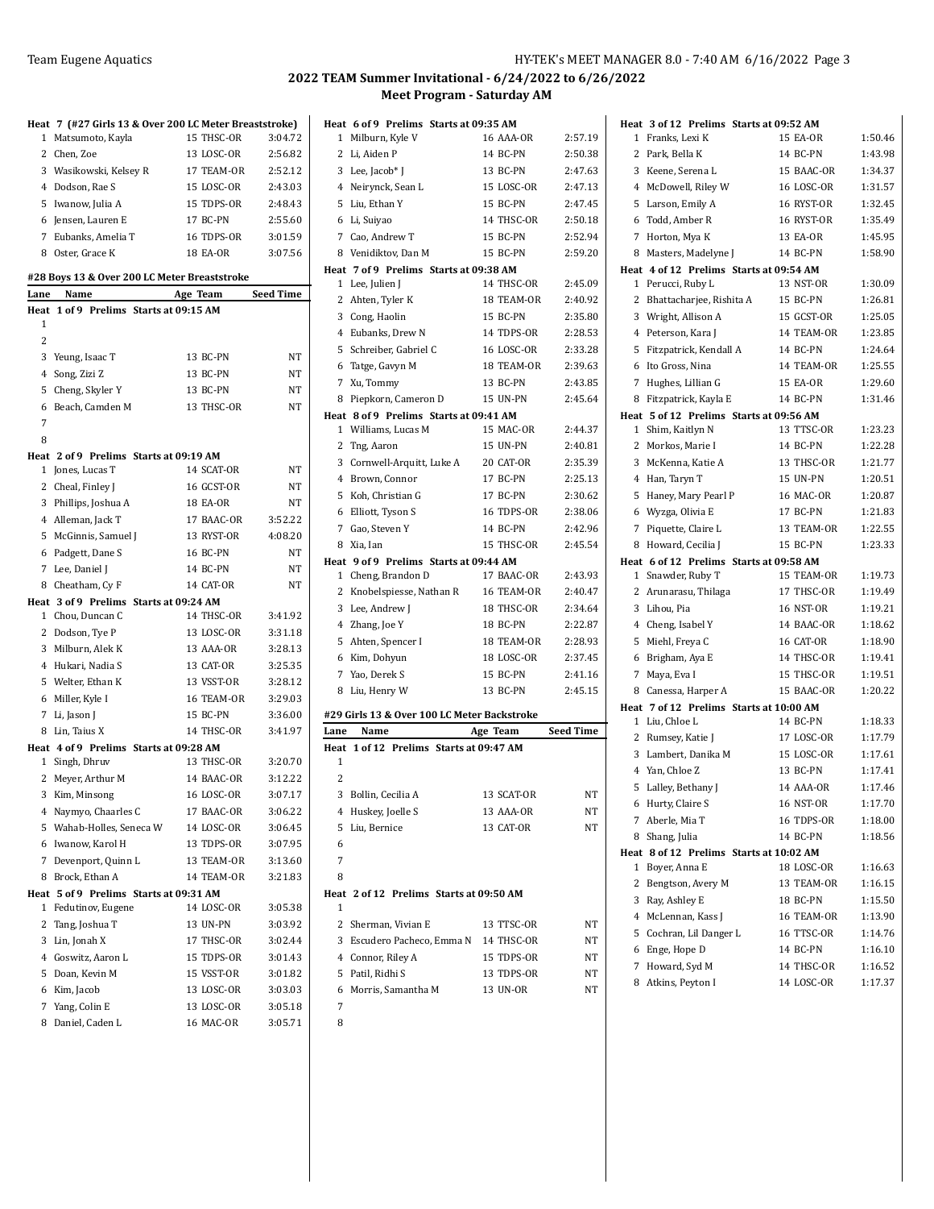## 2022 TEAM Summer Invitational - 6/24/2022 to 6/26/2022
### Meet Program - Saturday AM

**Heat 7 (#27 Girls 13 & Over 200 LC Meter Breaststroke)**

| Lane | Name | Age | Team | Seed Time |
|---|---|---|---|---|
| 1 | Matsumoto, Kayla | 15 | THSC-OR | 3:04.72 |
| 2 | Chen, Zoe | 13 | LOSC-OR | 2:56.82 |
| 3 | Wasikowski, Kelsey R | 17 | TEAM-OR | 2:52.12 |
| 4 | Dodson, Rae S | 15 | LOSC-OR | 2:43.03 |
| 5 | Iwanow, Julia A | 15 | TDPS-OR | 2:48.43 |
| 6 | Jensen, Lauren E | 17 | BC-PN | 2:55.60 |
| 7 | Eubanks, Amelia T | 16 | TDPS-OR | 3:01.59 |
| 8 | Oster, Grace K | 18 | EA-OR | 3:07.56 |

### #28 Boys 13 & Over 200 LC Meter Breaststroke

**Heat 1 of 9 Prelims Starts at 09:15 AM**

| Lane | Name | Age | Team | Seed Time |
|---|---|---|---|---|
| 1 | | | | |
| 2 | | | | |
| 3 | Yeung, Isaac T | 13 | BC-PN | NT |
| 4 | Song, Zizi Z | 13 | BC-PN | NT |
| 5 | Cheng, Skyler Y | 13 | BC-PN | NT |
| 6 | Beach, Camden M | 13 | THSC-OR | NT |
| 7 | | | | |
| 8 | | | | |

**Heat 2 of 9 Prelims Starts at 09:19 AM**

| Lane | Name | Age | Team | Seed Time |
|---|---|---|---|---|
| 1 | Jones, Lucas T | 14 | SCAT-OR | NT |
| 2 | Cheal, Finley J | 16 | GCST-OR | NT |
| 3 | Phillips, Joshua A | 18 | EA-OR | NT |
| 4 | Alleman, Jack T | 17 | BAAC-OR | 3:52.22 |
| 5 | McGinnis, Samuel J | 13 | RYST-OR | 4:08.20 |
| 6 | Padgett, Dane S | 16 | BC-PN | NT |
| 7 | Lee, Daniel J | 14 | BC-PN | NT |
| 8 | Cheatham, Cy F | 14 | CAT-OR | NT |

**Heat 3 of 9 Prelims Starts at 09:24 AM**

| Lane | Name | Age | Team | Seed Time |
|---|---|---|---|---|
| 1 | Chou, Duncan C | 14 | THSC-OR | 3:41.92 |
| 2 | Dodson, Tye P | 13 | LOSC-OR | 3:31.18 |
| 3 | Milburn, Alek K | 13 | AAA-OR | 3:28.13 |
| 4 | Hukari, Nadia S | 13 | CAT-OR | 3:25.35 |
| 5 | Welter, Ethan K | 13 | VSST-OR | 3:28.12 |
| 6 | Miller, Kyle I | 16 | TEAM-OR | 3:29.03 |
| 7 | Li, Jason J | 15 | BC-PN | 3:36.00 |
| 8 | Lin, Taius X | 14 | THSC-OR | 3:41.97 |

**Heat 4 of 9 Prelims Starts at 09:28 AM**

| Lane | Name | Age | Team | Seed Time |
|---|---|---|---|---|
| 1 | Singh, Dhruv | 13 | THSC-OR | 3:20.70 |
| 2 | Meyer, Arthur M | 14 | BAAC-OR | 3:12.22 |
| 3 | Kim, Minsong | 16 | LOSC-OR | 3:07.17 |
| 4 | Naymyo, Chaarles C | 17 | BAAC-OR | 3:06.22 |
| 5 | Wahab-Holles, Seneca W | 14 | LOSC-OR | 3:06.45 |
| 6 | Iwanow, Karol H | 13 | TDPS-OR | 3:07.95 |
| 7 | Devenport, Quinn L | 13 | TEAM-OR | 3:13.60 |
| 8 | Brock, Ethan A | 14 | TEAM-OR | 3:21.83 |

**Heat 5 of 9 Prelims Starts at 09:31 AM**

| Lane | Name | Age | Team | Seed Time |
|---|---|---|---|---|
| 1 | Fedutinov, Eugene | 14 | LOSC-OR | 3:05.38 |
| 2 | Tang, Joshua T | 13 | UN-PN | 3:03.92 |
| 3 | Lin, Jonah X | 17 | THSC-OR | 3:02.44 |
| 4 | Goswitz, Aaron L | 15 | TDPS-OR | 3:01.43 |
| 5 | Doan, Kevin M | 15 | VSST-OR | 3:01.82 |
| 6 | Kim, Jacob | 13 | LOSC-OR | 3:03.03 |
| 7 | Yang, Colin E | 13 | LOSC-OR | 3:05.18 |
| 8 | Daniel, Caden L | 16 | MAC-OR | 3:05.71 |

**Heat 6 of 9 Prelims Starts at 09:35 AM**

| Lane | Name | Age | Team | Seed Time |
|---|---|---|---|---|
| 1 | Milburn, Kyle V | 16 | AAA-OR | 2:57.19 |
| 2 | Li, Aiden P | 14 | BC-PN | 2:50.38 |
| 3 | Lee, Jacob* J | 13 | BC-PN | 2:47.63 |
| 4 | Neirynck, Sean L | 15 | LOSC-OR | 2:47.13 |
| 5 | Liu, Ethan Y | 15 | BC-PN | 2:47.45 |
| 6 | Li, Suiyao | 14 | THSC-OR | 2:50.18 |
| 7 | Cao, Andrew T | 15 | BC-PN | 2:52.94 |
| 8 | Venidiktov, Dan M | 15 | BC-PN | 2:59.20 |

**Heat 7 of 9 Prelims Starts at 09:38 AM**

| Lane | Name | Age | Team | Seed Time |
|---|---|---|---|---|
| 1 | Lee, Julien J | 14 | THSC-OR | 2:45.09 |
| 2 | Ahten, Tyler K | 18 | TEAM-OR | 2:40.92 |
| 3 | Cong, Haolin | 15 | BC-PN | 2:35.80 |
| 4 | Eubanks, Drew N | 14 | TDPS-OR | 2:28.53 |
| 5 | Schreiber, Gabriel C | 16 | LOSC-OR | 2:33.28 |
| 6 | Tatge, Gavyn M | 18 | TEAM-OR | 2:39.63 |
| 7 | Xu, Tommy | 13 | BC-PN | 2:43.85 |
| 8 | Piepkorn, Cameron D | 15 | UN-PN | 2:45.64 |

**Heat 8 of 9 Prelims Starts at 09:41 AM**

| Lane | Name | Age | Team | Seed Time |
|---|---|---|---|---|
| 1 | Williams, Lucas M | 15 | MAC-OR | 2:44.37 |
| 2 | Tng, Aaron | 15 | UN-PN | 2:40.81 |
| 3 | Cornwell-Arquitt, Luke A | 20 | CAT-OR | 2:35.39 |
| 4 | Brown, Connor | 17 | BC-PN | 2:25.13 |
| 5 | Koh, Christian G | 17 | BC-PN | 2:30.62 |
| 6 | Elliott, Tyson S | 16 | TDPS-OR | 2:38.06 |
| 7 | Gao, Steven Y | 14 | BC-PN | 2:42.96 |
| 8 | Xia, Ian | 15 | THSC-OR | 2:45.54 |

**Heat 9 of 9 Prelims Starts at 09:44 AM**

| Lane | Name | Age | Team | Seed Time |
|---|---|---|---|---|
| 1 | Cheng, Brandon D | 17 | BAAC-OR | 2:43.93 |
| 2 | Knobelspiesse, Nathan R | 16 | TEAM-OR | 2:40.47 |
| 3 | Lee, Andrew J | 18 | THSC-OR | 2:34.64 |
| 4 | Zhang, Joe Y | 18 | BC-PN | 2:22.87 |
| 5 | Ahten, Spencer I | 18 | TEAM-OR | 2:28.93 |
| 6 | Kim, Dohyun | 18 | LOSC-OR | 2:37.45 |
| 7 | Yao, Derek S | 15 | BC-PN | 2:41.16 |
| 8 | Liu, Henry W | 13 | BC-PN | 2:45.15 |

### #29 Girls 13 & Over 100 LC Meter Backstroke

**Heat 1 of 12 Prelims Starts at 09:47 AM**

| Lane | Name | Age | Team | Seed Time |
|---|---|---|---|---|
| 1 | | | | |
| 2 | | | | |
| 3 | Bollin, Cecilia A | 13 | SCAT-OR | NT |
| 4 | Huskey, Joelle S | 13 | AAA-OR | NT |
| 5 | Liu, Bernice | 13 | CAT-OR | NT |
| 6 | | | | |
| 7 | | | | |
| 8 | | | | |

**Heat 2 of 12 Prelims Starts at 09:50 AM**

| Lane | Name | Age | Team | Seed Time |
|---|---|---|---|---|
| 1 | | | | |
| 2 | Sherman, Vivian E | 13 | TTSC-OR | NT |
| 3 | Escudero Pacheco, Emma N | 14 | THSC-OR | NT |
| 4 | Connor, Riley A | 15 | TDPS-OR | NT |
| 5 | Patil, Ridhi S | 13 | TDPS-OR | NT |
| 6 | Morris, Samantha M | 13 | UN-OR | NT |
| 7 | | | | |
| 8 | | | | |

**Heat 3 of 12 Prelims Starts at 09:52 AM**

| Lane | Name | Age | Team | Seed Time |
|---|---|---|---|---|
| 1 | Franks, Lexi K | 15 | EA-OR | 1:50.46 |
| 2 | Park, Bella K | 14 | BC-PN | 1:43.98 |
| 3 | Keene, Serena L | 15 | BAAC-OR | 1:34.37 |
| 4 | McDowell, Riley W | 16 | LOSC-OR | 1:31.57 |
| 5 | Larson, Emily A | 16 | RYST-OR | 1:32.45 |
| 6 | Todd, Amber R | 16 | RYST-OR | 1:35.49 |
| 7 | Horton, Mya K | 13 | EA-OR | 1:45.95 |
| 8 | Masters, Madelyne J | 14 | BC-PN | 1:58.90 |

**Heat 4 of 12 Prelims Starts at 09:54 AM**

| Lane | Name | Age | Team | Seed Time |
|---|---|---|---|---|
| 1 | Perucci, Ruby L | 13 | NST-OR | 1:30.09 |
| 2 | Bhattacharjee, Rishita A | 15 | BC-PN | 1:26.81 |
| 3 | Wright, Allison A | 15 | GCST-OR | 1:25.05 |
| 4 | Peterson, Kara J | 14 | TEAM-OR | 1:23.85 |
| 5 | Fitzpatrick, Kendall A | 14 | BC-PN | 1:24.64 |
| 6 | Ito Gross, Nina | 14 | TEAM-OR | 1:25.55 |
| 7 | Hughes, Lillian G | 15 | EA-OR | 1:29.60 |
| 8 | Fitzpatrick, Kayla E | 14 | BC-PN | 1:31.46 |

**Heat 5 of 12 Prelims Starts at 09:56 AM**

| Lane | Name | Age | Team | Seed Time |
|---|---|---|---|---|
| 1 | Shim, Kaitlyn N | 13 | TTSC-OR | 1:23.23 |
| 2 | Morkos, Marie I | 14 | BC-PN | 1:22.28 |
| 3 | McKenna, Katie A | 13 | THSC-OR | 1:21.77 |
| 4 | Han, Taryn T | 15 | UN-PN | 1:20.51 |
| 5 | Haney, Mary Pearl P | 16 | MAC-OR | 1:20.87 |
| 6 | Wyzga, Olivia E | 17 | BC-PN | 1:21.83 |
| 7 | Piquette, Claire L | 13 | TEAM-OR | 1:22.55 |
| 8 | Howard, Cecilia J | 15 | BC-PN | 1:23.33 |

**Heat 6 of 12 Prelims Starts at 09:58 AM**

| Lane | Name | Age | Team | Seed Time |
|---|---|---|---|---|
| 1 | Snawder, Ruby T | 15 | TEAM-OR | 1:19.73 |
| 2 | Arunarasu, Thilaga | 17 | THSC-OR | 1:19.49 |
| 3 | Lihou, Pia | 16 | NST-OR | 1:19.21 |
| 4 | Cheng, Isabel Y | 14 | BAAC-OR | 1:18.62 |
| 5 | Miehl, Freya C | 16 | CAT-OR | 1:18.90 |
| 6 | Brigham, Aya E | 14 | THSC-OR | 1:19.41 |
| 7 | Maya, Eva I | 15 | THSC-OR | 1:19.51 |
| 8 | Canessa, Harper A | 15 | BAAC-OR | 1:20.22 |

**Heat 7 of 12 Prelims Starts at 10:00 AM**

| Lane | Name | Age | Team | Seed Time |
|---|---|---|---|---|
| 1 | Liu, Chloe L | 14 | BC-PN | 1:18.33 |
| 2 | Rumsey, Katie J | 17 | LOSC-OR | 1:17.79 |
| 3 | Lambert, Danika M | 15 | LOSC-OR | 1:17.61 |
| 4 | Yan, Chloe Z | 13 | BC-PN | 1:17.41 |
| 5 | Lalley, Bethany J | 14 | AAA-OR | 1:17.46 |
| 6 | Hurty, Claire S | 16 | NST-OR | 1:17.70 |
| 7 | Aberle, Mia T | 16 | TDPS-OR | 1:18.00 |
| 8 | Shang, Julia | 14 | BC-PN | 1:18.56 |

**Heat 8 of 12 Prelims Starts at 10:02 AM**

| Lane | Name | Age | Team | Seed Time |
|---|---|---|---|---|
| 1 | Boyer, Anna E | 18 | LOSC-OR | 1:16.63 |
| 2 | Bengtson, Avery M | 13 | TEAM-OR | 1:16.15 |
| 3 | Ray, Ashley E | 18 | BC-PN | 1:15.50 |
| 4 | McLennan, Kass J | 16 | TEAM-OR | 1:13.90 |
| 5 | Cochran, Lil Danger L | 16 | TTSC-OR | 1:14.76 |
| 6 | Enge, Hope D | 14 | BC-PN | 1:16.10 |
| 7 | Howard, Syd M | 14 | THSC-OR | 1:16.52 |
| 8 | Atkins, Peyton I | 14 | LOSC-OR | 1:17.37 |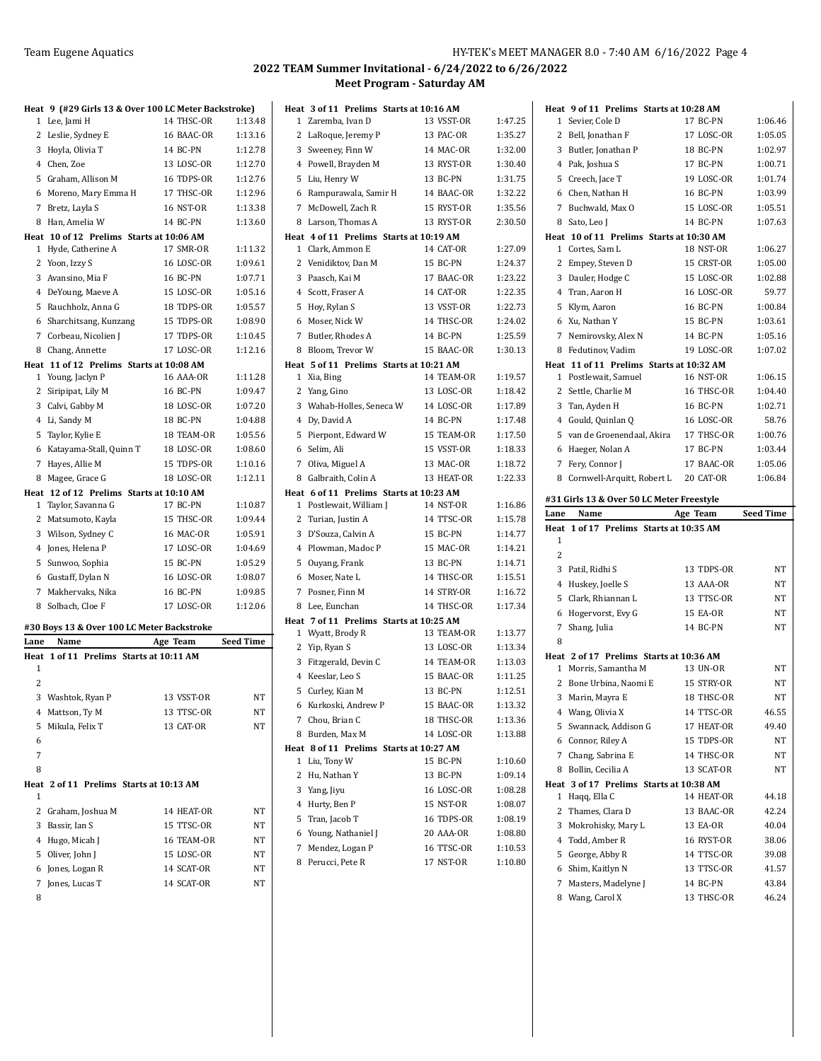## 2022 TEAM Summer Invitational - 6/24/2022 to 6/26/2022

### Meet Program - Saturday AM

**Heat 9 (#29 Girls 13 & Over 100 LC Meter Backstroke)**

| Lane | Name | Age | Team | Seed Time |
|---|---|---|---|---|
| 1 | Lee, Jami H | 14 | THSC-OR | 1:13.48 |
| 2 | Leslie, Sydney E | 16 | BAAC-OR | 1:13.16 |
| 3 | Hoyla, Olivia T | 14 | BC-PN | 1:12.78 |
| 4 | Chen, Zoe | 13 | LOSC-OR | 1:12.70 |
| 5 | Graham, Allison M | 16 | TDPS-OR | 1:12.76 |
| 6 | Moreno, Mary Emma H | 17 | THSC-OR | 1:12.96 |
| 7 | Bretz, Layla S | 16 | NST-OR | 1:13.38 |
| 8 | Han, Amelia W | 14 | BC-PN | 1:13.60 |

**Heat 10 of 12 Prelims Starts at 10:06 AM**

| Lane | Name | Age | Team | Seed Time |
|---|---|---|---|---|
| 1 | Hyde, Catherine A | 17 | SMR-OR | 1:11.32 |
| 2 | Yoon, Izzy S | 16 | LOSC-OR | 1:09.61 |
| 3 | Avansino, Mia F | 16 | BC-PN | 1:07.71 |
| 4 | DeYoung, Maeve A | 15 | LOSC-OR | 1:05.16 |
| 5 | Rauchholz, Anna G | 18 | TDPS-OR | 1:05.57 |
| 6 | Sharchitsang, Kunzang | 15 | TDPS-OR | 1:08.90 |
| 7 | Corbeau, Nicolien J | 17 | TDPS-OR | 1:10.45 |
| 8 | Chang, Annette | 17 | LOSC-OR | 1:12.16 |

**Heat 11 of 12 Prelims Starts at 10:08 AM**

| Lane | Name | Age | Team | Seed Time |
|---|---|---|---|---|
| 1 | Young, Jaclyn P | 16 | AAA-OR | 1:11.28 |
| 2 | Siripipat, Lily M | 16 | BC-PN | 1:09.47 |
| 3 | Calvi, Gabby M | 18 | LOSC-OR | 1:07.20 |
| 4 | Li, Sandy M | 18 | BC-PN | 1:04.88 |
| 5 | Taylor, Kylie E | 18 | TEAM-OR | 1:05.56 |
| 6 | Katayama-Stall, Quinn T | 18 | LOSC-OR | 1:08.60 |
| 7 | Hayes, Allie M | 15 | TDPS-OR | 1:10.16 |
| 8 | Magee, Grace G | 18 | LOSC-OR | 1:12.11 |

**Heat 12 of 12 Prelims Starts at 10:10 AM**

| Lane | Name | Age | Team | Seed Time |
|---|---|---|---|---|
| 1 | Taylor, Savanna G | 17 | BC-PN | 1:10.87 |
| 2 | Matsumoto, Kayla | 15 | THSC-OR | 1:09.44 |
| 3 | Wilson, Sydney C | 16 | MAC-OR | 1:05.91 |
| 4 | Jones, Helena P | 17 | LOSC-OR | 1:04.69 |
| 5 | Sunwoo, Sophia | 15 | BC-PN | 1:05.29 |
| 6 | Gustaff, Dylan N | 16 | LOSC-OR | 1:08.07 |
| 7 | Makhervaks, Nika | 16 | BC-PN | 1:09.85 |
| 8 | Solbach, Cloe F | 17 | LOSC-OR | 1:12.06 |

### #30 Boys 13 & Over 100 LC Meter Backstroke

**Heat 1 of 11 Prelims Starts at 10:11 AM**

| Lane | Name | Age | Team | Seed Time |
|---|---|---|---|---|
| 1 | | | | |
| 2 | | | | |
| 3 | Washtok, Ryan P | 13 | VSST-OR | NT |
| 4 | Mattson, Ty M | 13 | TTSC-OR | NT |
| 5 | Mikula, Felix T | 13 | CAT-OR | NT |
| 6 | | | | |
| 7 | | | | |
| 8 | | | | |

**Heat 2 of 11 Prelims Starts at 10:13 AM**

| Lane | Name | Age | Team | Seed Time |
|---|---|---|---|---|
| 1 | | | | |
| 2 | Graham, Joshua M | 14 | HEAT-OR | NT |
| 3 | Bassir, Ian S | 15 | TTSC-OR | NT |
| 4 | Hugo, Micah J | 16 | TEAM-OR | NT |
| 5 | Oliver, John J | 15 | LOSC-OR | NT |
| 6 | Jones, Logan R | 14 | SCAT-OR | NT |
| 7 | Jones, Lucas T | 14 | SCAT-OR | NT |
| 8 | | | | |

**Heat 3 of 11 Prelims Starts at 10:16 AM**

| Lane | Name | Age | Team | Seed Time |
|---|---|---|---|---|
| 1 | Zaremba, Ivan D | 13 | VSST-OR | 1:47.25 |
| 2 | LaRoque, Jeremy P | 13 | PAC-OR | 1:35.27 |
| 3 | Sweeney, Finn W | 14 | MAC-OR | 1:32.00 |
| 4 | Powell, Brayden M | 13 | RYST-OR | 1:30.40 |
| 5 | Liu, Henry W | 13 | BC-PN | 1:31.75 |
| 6 | Rampurawala, Samir H | 14 | BAAC-OR | 1:32.22 |
| 7 | McDowell, Zach R | 15 | RYST-OR | 1:35.56 |
| 8 | Larson, Thomas A | 13 | RYST-OR | 2:30.50 |

**Heat 4 of 11 Prelims Starts at 10:19 AM**

| Lane | Name | Age | Team | Seed Time |
|---|---|---|---|---|
| 1 | Clark, Ammon E | 14 | CAT-OR | 1:27.09 |
| 2 | Venidiktov, Dan M | 15 | BC-PN | 1:24.37 |
| 3 | Paasch, Kai M | 17 | BAAC-OR | 1:23.22 |
| 4 | Scott, Fraser A | 14 | CAT-OR | 1:22.35 |
| 5 | Hoy, Rylan S | 13 | VSST-OR | 1:22.73 |
| 6 | Moser, Nick W | 14 | THSC-OR | 1:24.02 |
| 7 | Butler, Rhodes A | 14 | BC-PN | 1:25.59 |
| 8 | Bloom, Trevor W | 15 | BAAC-OR | 1:30.13 |

**Heat 5 of 11 Prelims Starts at 10:21 AM**

| Lane | Name | Age | Team | Seed Time |
|---|---|---|---|---|
| 1 | Xia, Bing | 14 | TEAM-OR | 1:19.57 |
| 2 | Yang, Gino | 13 | LOSC-OR | 1:18.42 |
| 3 | Wahab-Holles, Seneca W | 14 | LOSC-OR | 1:17.89 |
| 4 | Dy, David A | 14 | BC-PN | 1:17.48 |
| 5 | Pierpont, Edward W | 15 | TEAM-OR | 1:17.50 |
| 6 | Selim, Ali | 15 | VSST-OR | 1:18.33 |
| 7 | Oliva, Miguel A | 13 | MAC-OR | 1:18.72 |
| 8 | Galbraith, Colin A | 13 | HEAT-OR | 1:22.33 |

**Heat 6 of 11 Prelims Starts at 10:23 AM**

| Lane | Name | Age | Team | Seed Time |
|---|---|---|---|---|
| 1 | Postlewait, William J | 14 | NST-OR | 1:16.86 |
| 2 | Turian, Justin A | 14 | TTSC-OR | 1:15.78 |
| 3 | D'Souza, Calvin A | 15 | BC-PN | 1:14.77 |
| 4 | Plowman, Madoc P | 15 | MAC-OR | 1:14.21 |
| 5 | Ouyang, Frank | 13 | BC-PN | 1:14.71 |
| 6 | Moser, Nate L | 14 | THSC-OR | 1:15.51 |
| 7 | Posner, Finn M | 14 | STRY-OR | 1:16.72 |
| 8 | Lee, Eunchan | 14 | THSC-OR | 1:17.34 |

**Heat 7 of 11 Prelims Starts at 10:25 AM**

| Lane | Name | Age | Team | Seed Time |
|---|---|---|---|---|
| 1 | Wyatt, Brody R | 13 | TEAM-OR | 1:13.77 |
| 2 | Yip, Ryan S | 13 | LOSC-OR | 1:13.34 |
| 3 | Fitzgerald, Devin C | 14 | TEAM-OR | 1:13.03 |
| 4 | Keeslar, Leo S | 15 | BAAC-OR | 1:11.25 |
| 5 | Curley, Kian M | 13 | BC-PN | 1:12.51 |
| 6 | Kurkoski, Andrew P | 15 | BAAC-OR | 1:13.32 |
| 7 | Chou, Brian C | 18 | THSC-OR | 1:13.36 |
| 8 | Burden, Max M | 14 | LOSC-OR | 1:13.88 |

**Heat 8 of 11 Prelims Starts at 10:27 AM**

| Lane | Name | Age | Team | Seed Time |
|---|---|---|---|---|
| 1 | Liu, Tony W | 15 | BC-PN | 1:10.60 |
| 2 | Hu, Nathan Y | 13 | BC-PN | 1:09.14 |
| 3 | Yang, Jiyu | 16 | LOSC-OR | 1:08.28 |
| 4 | Hurty, Ben P | 15 | NST-OR | 1:08.07 |
| 5 | Tran, Jacob T | 16 | TDPS-OR | 1:08.19 |
| 6 | Young, Nathaniel J | 20 | AAA-OR | 1:08.80 |
| 7 | Mendez, Logan P | 16 | TTSC-OR | 1:10.53 |
| 8 | Perucci, Pete R | 17 | NST-OR | 1:10.80 |

**Heat 9 of 11 Prelims Starts at 10:28 AM**

| Lane | Name | Age | Team | Seed Time |
|---|---|---|---|---|
| 1 | Sevier, Cole D | 17 | BC-PN | 1:06.46 |
| 2 | Bell, Jonathan F | 17 | LOSC-OR | 1:05.05 |
| 3 | Butler, Jonathan P | 18 | BC-PN | 1:02.97 |
| 4 | Pak, Joshua S | 17 | BC-PN | 1:00.71 |
| 5 | Creech, Jace T | 19 | LOSC-OR | 1:01.74 |
| 6 | Chen, Nathan H | 16 | BC-PN | 1:03.99 |
| 7 | Buchwald, Max O | 15 | LOSC-OR | 1:05.51 |
| 8 | Sato, Leo J | 14 | BC-PN | 1:07.63 |

**Heat 10 of 11 Prelims Starts at 10:30 AM**

| Lane | Name | Age | Team | Seed Time |
|---|---|---|---|---|
| 1 | Cortes, Sam L | 18 | NST-OR | 1:06.27 |
| 2 | Empey, Steven D | 15 | CRST-OR | 1:05.00 |
| 3 | Dauler, Hodge C | 15 | LOSC-OR | 1:02.88 |
| 4 | Tran, Aaron H | 16 | LOSC-OR | 59.77 |
| 5 | Klym, Aaron | 16 | BC-PN | 1:00.84 |
| 6 | Xu, Nathan Y | 15 | BC-PN | 1:03.61 |
| 7 | Nemirovsky, Alex N | 14 | BC-PN | 1:05.16 |
| 8 | Fedutinov, Vadim | 19 | LOSC-OR | 1:07.02 |

**Heat 11 of 11 Prelims Starts at 10:32 AM**

| Lane | Name | Age | Team | Seed Time |
|---|---|---|---|---|
| 1 | Postlewait, Samuel | 16 | NST-OR | 1:06.15 |
| 2 | Settle, Charlie M | 16 | THSC-OR | 1:04.40 |
| 3 | Tan, Ayden H | 16 | BC-PN | 1:02.71 |
| 4 | Gould, Quinlan Q | 16 | LOSC-OR | 58.76 |
| 5 | van de Groenendaal, Akira | 17 | THSC-OR | 1:00.76 |
| 6 | Haeger, Nolan A | 17 | BC-PN | 1:03.44 |
| 7 | Fery, Connor J | 17 | BAAC-OR | 1:05.06 |
| 8 | Cornwell-Arquitt, Robert L | 20 | CAT-OR | 1:06.84 |

### #31 Girls 13 & Over 50 LC Meter Freestyle

**Heat 1 of 17 Prelims Starts at 10:35 AM**

| Lane | Name | Age | Team | Seed Time |
|---|---|---|---|---|
| 1 | | | | |
| 2 | | | | |
| 3 | Patil, Ridhi S | 13 | TDPS-OR | NT |
| 4 | Huskey, Joelle S | 13 | AAA-OR | NT |
| 5 | Clark, Rhiannan L | 13 | TTSC-OR | NT |
| 6 | Hogervorst, Evy G | 15 | EA-OR | NT |
| 7 | Shang, Julia | 14 | BC-PN | NT |
| 8 | | | | |

**Heat 2 of 17 Prelims Starts at 10:36 AM**

| Lane | Name | Age | Team | Seed Time |
|---|---|---|---|---|
| 1 | Morris, Samantha M | 13 | UN-OR | NT |
| 2 | Bone Urbina, Naomi E | 15 | STRY-OR | NT |
| 3 | Marin, Mayra E | 18 | THSC-OR | NT |
| 4 | Wang, Olivia X | 14 | TTSC-OR | 46.55 |
| 5 | Swannack, Addison G | 17 | HEAT-OR | 49.40 |
| 6 | Connor, Riley A | 15 | TDPS-OR | NT |
| 7 | Chang, Sabrina E | 14 | THSC-OR | NT |
| 8 | Bollin, Cecilia A | 13 | SCAT-OR | NT |

**Heat 3 of 17 Prelims Starts at 10:38 AM**

| Lane | Name | Age | Team | Seed Time |
|---|---|---|---|---|
| 1 | Haqq, Ella C | 14 | HEAT-OR | 44.18 |
| 2 | Thames, Clara D | 13 | BAAC-OR | 42.24 |
| 3 | Mokrohisky, Mary L | 13 | EA-OR | 40.04 |
| 4 | Todd, Amber R | 16 | RYST-OR | 38.06 |
| 5 | George, Abby R | 14 | TTSC-OR | 39.08 |
| 6 | Shim, Kaitlyn N | 13 | TTSC-OR | 41.57 |
| 7 | Masters, Madelyne J | 14 | BC-PN | 43.84 |
| 8 | Wang, Carol X | 13 | THSC-OR | 46.24 |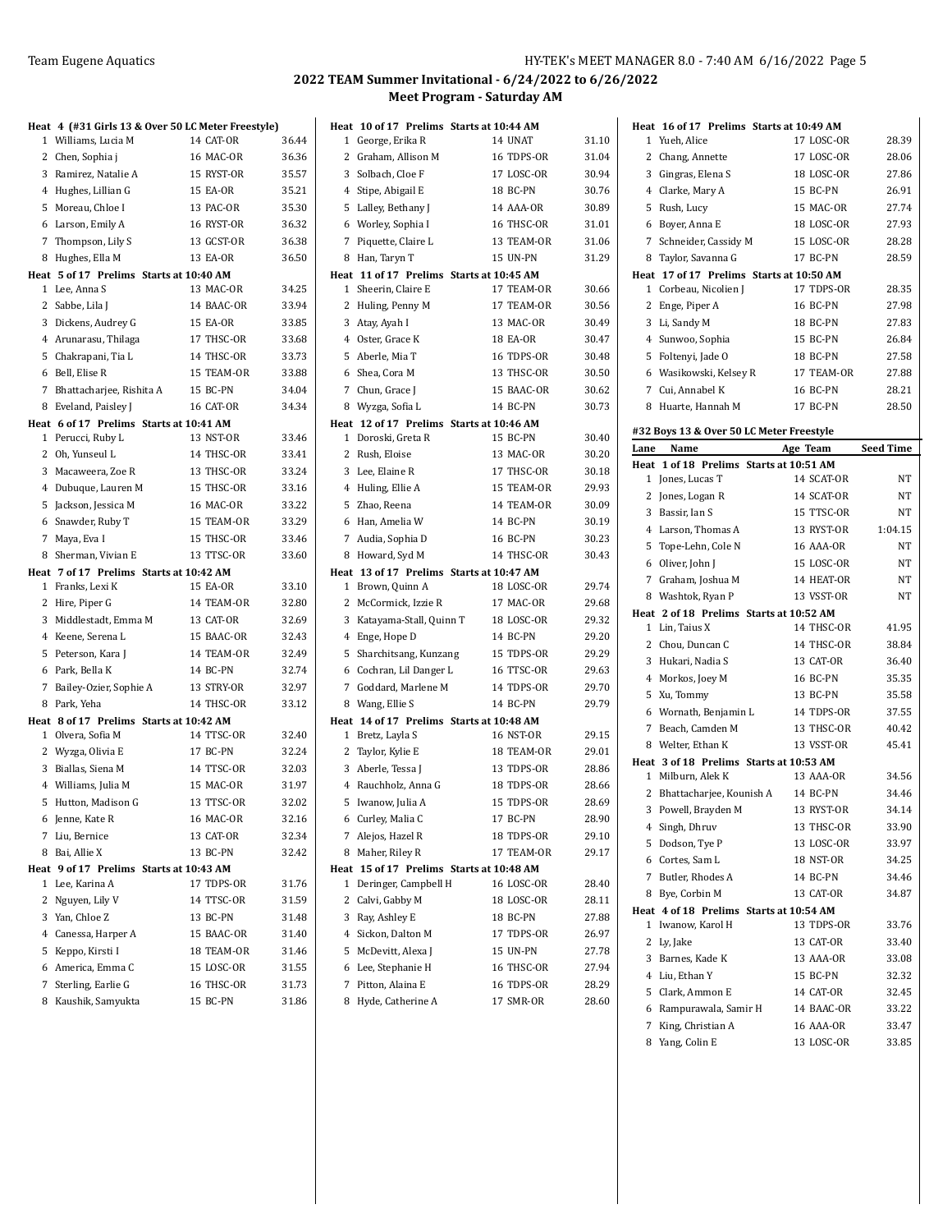## 2022 TEAM Summer Invitational - 6/24/2022 to 6/26/2022

### Meet Program - Saturday AM

**Heat 4 (#31 Girls 13 & Over 50 LC Meter Freestyle)**

| Lane | Name | Age | Team | Seed Time |
|---|---|---|---|---|
| 1 | Williams, Lucia M | 14 | CAT-OR | 36.44 |
| 2 | Chen, Sophia j | 16 | MAC-OR | 36.36 |
| 3 | Ramirez, Natalie A | 15 | RYST-OR | 35.57 |
| 4 | Hughes, Lillian G | 15 | EA-OR | 35.21 |
| 5 | Moreau, Chloe I | 13 | PAC-OR | 35.30 |
| 6 | Larson, Emily A | 16 | RYST-OR | 36.32 |
| 7 | Thompson, Lily S | 13 | GCST-OR | 36.38 |
| 8 | Hughes, Ella M | 13 | EA-OR | 36.50 |

**Heat 5 of 17 Prelims Starts at 10:40 AM**

| Lane | Name | Age | Team | Seed Time |
|---|---|---|---|---|
| 1 | Lee, Anna S | 13 | MAC-OR | 34.25 |
| 2 | Sabbe, Lila J | 14 | BAAC-OR | 33.94 |
| 3 | Dickens, Audrey G | 15 | EA-OR | 33.85 |
| 4 | Arunarasu, Thilaga | 17 | THSC-OR | 33.68 |
| 5 | Chakrapani, Tia L | 14 | THSC-OR | 33.73 |
| 6 | Bell, Elise R | 15 | TEAM-OR | 33.88 |
| 7 | Bhattacharjee, Rishita A | 15 | BC-PN | 34.04 |
| 8 | Eveland, Paisley J | 16 | CAT-OR | 34.34 |

**Heat 6 of 17 Prelims Starts at 10:41 AM**

| Lane | Name | Age | Team | Seed Time |
|---|---|---|---|---|
| 1 | Perucci, Ruby L | 13 | NST-OR | 33.46 |
| 2 | Oh, Yunseul L | 14 | THSC-OR | 33.41 |
| 3 | Macaweera, Zoe R | 13 | THSC-OR | 33.24 |
| 4 | Dubuque, Lauren M | 15 | THSC-OR | 33.16 |
| 5 | Jackson, Jessica M | 16 | MAC-OR | 33.22 |
| 6 | Snawder, Ruby T | 15 | TEAM-OR | 33.29 |
| 7 | Maya, Eva I | 15 | THSC-OR | 33.46 |
| 8 | Sherman, Vivian E | 13 | TTSC-OR | 33.60 |

**Heat 7 of 17 Prelims Starts at 10:42 AM**

| Lane | Name | Age | Team | Seed Time |
|---|---|---|---|---|
| 1 | Franks, Lexi K | 15 | EA-OR | 33.10 |
| 2 | Hire, Piper G | 14 | TEAM-OR | 32.80 |
| 3 | Middlestadt, Emma M | 13 | CAT-OR | 32.69 |
| 4 | Keene, Serena L | 15 | BAAC-OR | 32.43 |
| 5 | Peterson, Kara J | 14 | TEAM-OR | 32.49 |
| 6 | Park, Bella K | 14 | BC-PN | 32.74 |
| 7 | Bailey-Ozier, Sophie A | 13 | STRY-OR | 32.97 |
| 8 | Park, Yeha | 14 | THSC-OR | 33.12 |

**Heat 8 of 17 Prelims Starts at 10:42 AM**

| Lane | Name | Age | Team | Seed Time |
|---|---|---|---|---|
| 1 | Olvera, Sofia M | 14 | TTSC-OR | 32.40 |
| 2 | Wyzga, Olivia E | 17 | BC-PN | 32.24 |
| 3 | Biallas, Siena M | 14 | TTSC-OR | 32.03 |
| 4 | Williams, Julia M | 15 | MAC-OR | 31.97 |
| 5 | Hutton, Madison G | 13 | TTSC-OR | 32.02 |
| 6 | Jenne, Kate R | 16 | MAC-OR | 32.16 |
| 7 | Liu, Bernice | 13 | CAT-OR | 32.34 |
| 8 | Bai, Allie X | 13 | BC-PN | 32.42 |

**Heat 9 of 17 Prelims Starts at 10:43 AM**

| Lane | Name | Age | Team | Seed Time |
|---|---|---|---|---|
| 1 | Lee, Karina A | 17 | TDPS-OR | 31.76 |
| 2 | Nguyen, Lily V | 14 | TTSC-OR | 31.59 |
| 3 | Yan, Chloe Z | 13 | BC-PN | 31.48 |
| 4 | Canessa, Harper A | 15 | BAAC-OR | 31.40 |
| 5 | Keppo, Kirsti I | 18 | TEAM-OR | 31.46 |
| 6 | America, Emma C | 15 | LOSC-OR | 31.55 |
| 7 | Sterling, Earlie G | 16 | THSC-OR | 31.73 |
| 8 | Kaushik, Samyukta | 15 | BC-PN | 31.86 |

**Heat 10 of 17 Prelims Starts at 10:44 AM**

| Lane | Name | Age | Team | Seed Time |
|---|---|---|---|---|
| 1 | George, Erika R | 14 | UNAT | 31.10 |
| 2 | Graham, Allison M | 16 | TDPS-OR | 31.04 |
| 3 | Solbach, Cloe F | 17 | LOSC-OR | 30.94 |
| 4 | Stipe, Abigail E | 18 | BC-PN | 30.76 |
| 5 | Lalley, Bethany J | 14 | AAA-OR | 30.89 |
| 6 | Worley, Sophia I | 16 | THSC-OR | 31.01 |
| 7 | Piquette, Claire L | 13 | TEAM-OR | 31.06 |
| 8 | Han, Taryn T | 15 | UN-PN | 31.29 |

**Heat 11 of 17 Prelims Starts at 10:45 AM**

| Lane | Name | Age | Team | Seed Time |
|---|---|---|---|---|
| 1 | Sheerin, Claire E | 17 | TEAM-OR | 30.66 |
| 2 | Huling, Penny M | 17 | TEAM-OR | 30.56 |
| 3 | Atay, Ayah I | 13 | MAC-OR | 30.49 |
| 4 | Oster, Grace K | 18 | EA-OR | 30.47 |
| 5 | Aberle, Mia T | 16 | TDPS-OR | 30.48 |
| 6 | Shea, Cora M | 13 | THSC-OR | 30.50 |
| 7 | Chun, Grace J | 15 | BAAC-OR | 30.62 |
| 8 | Wyzga, Sofia L | 14 | BC-PN | 30.73 |

**Heat 12 of 17 Prelims Starts at 10:46 AM**

| Lane | Name | Age | Team | Seed Time |
|---|---|---|---|---|
| 1 | Doroski, Greta R | 15 | BC-PN | 30.40 |
| 2 | Rush, Eloise | 13 | MAC-OR | 30.20 |
| 3 | Lee, Elaine R | 17 | THSC-OR | 30.18 |
| 4 | Huling, Ellie A | 15 | TEAM-OR | 29.93 |
| 5 | Zhao, Reena | 14 | TEAM-OR | 30.09 |
| 6 | Han, Amelia W | 14 | BC-PN | 30.19 |
| 7 | Audia, Sophia D | 16 | BC-PN | 30.23 |
| 8 | Howard, Syd M | 14 | THSC-OR | 30.43 |

**Heat 13 of 17 Prelims Starts at 10:47 AM**

| Lane | Name | Age | Team | Seed Time |
|---|---|---|---|---|
| 1 | Brown, Quinn A | 18 | LOSC-OR | 29.74 |
| 2 | McCormick, Izzie R | 17 | MAC-OR | 29.68 |
| 3 | Katayama-Stall, Quinn T | 18 | LOSC-OR | 29.32 |
| 4 | Enge, Hope D | 14 | BC-PN | 29.20 |
| 5 | Sharchitsang, Kunzang | 15 | TDPS-OR | 29.29 |
| 6 | Cochran, Lil Danger L | 16 | TTSC-OR | 29.63 |
| 7 | Goddard, Marlene M | 14 | TDPS-OR | 29.70 |
| 8 | Wang, Ellie S | 14 | BC-PN | 29.79 |

**Heat 14 of 17 Prelims Starts at 10:48 AM**

| Lane | Name | Age | Team | Seed Time |
|---|---|---|---|---|
| 1 | Bretz, Layla S | 16 | NST-OR | 29.15 |
| 2 | Taylor, Kylie E | 18 | TEAM-OR | 29.01 |
| 3 | Aberle, Tessa J | 13 | TDPS-OR | 28.86 |
| 4 | Rauchholz, Anna G | 18 | TDPS-OR | 28.66 |
| 5 | Iwanow, Julia A | 15 | TDPS-OR | 28.69 |
| 6 | Curley, Malia C | 17 | BC-PN | 28.90 |
| 7 | Alejos, Hazel R | 18 | TDPS-OR | 29.10 |
| 8 | Maher, Riley R | 17 | TEAM-OR | 29.17 |

**Heat 15 of 17 Prelims Starts at 10:48 AM**

| Lane | Name | Age | Team | Seed Time |
|---|---|---|---|---|
| 1 | Deringer, Campbell H | 16 | LOSC-OR | 28.40 |
| 2 | Calvi, Gabby M | 18 | LOSC-OR | 28.11 |
| 3 | Ray, Ashley E | 18 | BC-PN | 27.88 |
| 4 | Sickon, Dalton M | 17 | TDPS-OR | 26.97 |
| 5 | McDevitt, Alexa J | 15 | UN-PN | 27.78 |
| 6 | Lee, Stephanie H | 16 | THSC-OR | 27.94 |
| 7 | Pitton, Alaina E | 16 | TDPS-OR | 28.29 |
| 8 | Hyde, Catherine A | 17 | SMR-OR | 28.60 |

**Heat 16 of 17 Prelims Starts at 10:49 AM**

| Lane | Name | Age | Team | Seed Time |
|---|---|---|---|---|
| 1 | Yueh, Alice | 17 | LOSC-OR | 28.39 |
| 2 | Chang, Annette | 17 | LOSC-OR | 28.06 |
| 3 | Gingras, Elena S | 18 | LOSC-OR | 27.86 |
| 4 | Clarke, Mary A | 15 | BC-PN | 26.91 |
| 5 | Rush, Lucy | 15 | MAC-OR | 27.74 |
| 6 | Boyer, Anna E | 18 | LOSC-OR | 27.93 |
| 7 | Schneider, Cassidy M | 15 | LOSC-OR | 28.28 |
| 8 | Taylor, Savanna G | 17 | BC-PN | 28.59 |

**Heat 17 of 17 Prelims Starts at 10:50 AM**

| Lane | Name | Age | Team | Seed Time |
|---|---|---|---|---|
| 1 | Corbeau, Nicolien J | 17 | TDPS-OR | 28.35 |
| 2 | Enge, Piper A | 16 | BC-PN | 27.98 |
| 3 | Li, Sandy M | 18 | BC-PN | 27.83 |
| 4 | Sunwoo, Sophia | 15 | BC-PN | 26.84 |
| 5 | Foltenyi, Jade O | 18 | BC-PN | 27.58 |
| 6 | Wasikowski, Kelsey R | 17 | TEAM-OR | 27.88 |
| 7 | Cui, Annabel K | 16 | BC-PN | 28.21 |
| 8 | Huarte, Hannah M | 17 | BC-PN | 28.50 |

### #32 Boys 13 & Over 50 LC Meter Freestyle

**Heat 1 of 18 Prelims Starts at 10:51 AM**

| Lane | Name | Age | Team | Seed Time |
|---|---|---|---|---|
| 1 | Jones, Lucas T | 14 | SCAT-OR | NT |
| 2 | Jones, Logan R | 14 | SCAT-OR | NT |
| 3 | Bassir, Ian S | 15 | TTSC-OR | NT |
| 4 | Larson, Thomas A | 13 | RYST-OR | 1:04.15 |
| 5 | Tope-Lehn, Cole N | 16 | AAA-OR | NT |
| 6 | Oliver, John J | 15 | LOSC-OR | NT |
| 7 | Graham, Joshua M | 14 | HEAT-OR | NT |
| 8 | Washtok, Ryan P | 13 | VSST-OR | NT |

**Heat 2 of 18 Prelims Starts at 10:52 AM**

| Lane | Name | Age | Team | Seed Time |
|---|---|---|---|---|
| 1 | Lin, Taius X | 14 | THSC-OR | 41.95 |
| 2 | Chou, Duncan C | 14 | THSC-OR | 38.84 |
| 3 | Hukari, Nadia S | 13 | CAT-OR | 36.40 |
| 4 | Morkos, Joey M | 16 | BC-PN | 35.35 |
| 5 | Xu, Tommy | 13 | BC-PN | 35.58 |
| 6 | Wornath, Benjamin L | 14 | TDPS-OR | 37.55 |
| 7 | Beach, Camden M | 13 | THSC-OR | 40.42 |
| 8 | Welter, Ethan K | 13 | VSST-OR | 45.41 |

**Heat 3 of 18 Prelims Starts at 10:53 AM**

| Lane | Name | Age | Team | Seed Time |
|---|---|---|---|---|
| 1 | Milburn, Alek K | 13 | AAA-OR | 34.56 |
| 2 | Bhattacharjee, Kounish A | 14 | BC-PN | 34.46 |
| 3 | Powell, Brayden M | 13 | RYST-OR | 34.14 |
| 4 | Singh, Dhruv | 13 | THSC-OR | 33.90 |
| 5 | Dodson, Tye P | 13 | LOSC-OR | 33.97 |
| 6 | Cortes, Sam L | 18 | NST-OR | 34.25 |
| 7 | Butler, Rhodes A | 14 | BC-PN | 34.46 |
| 8 | Bye, Corbin M | 13 | CAT-OR | 34.87 |

**Heat 4 of 18 Prelims Starts at 10:54 AM**

| Lane | Name | Age | Team | Seed Time |
|---|---|---|---|---|
| 1 | Iwanow, Karol H | 13 | TDPS-OR | 33.76 |
| 2 | Ly, Jake | 13 | CAT-OR | 33.40 |
| 3 | Barnes, Kade K | 13 | AAA-OR | 33.08 |
| 4 | Liu, Ethan Y | 15 | BC-PN | 32.32 |
| 5 | Clark, Ammon E | 14 | CAT-OR | 32.45 |
| 6 | Rampurawala, Samir H | 14 | BAAC-OR | 33.22 |
| 7 | King, Christian A | 16 | AAA-OR | 33.47 |
| 8 | Yang, Colin E | 13 | LOSC-OR | 33.85 |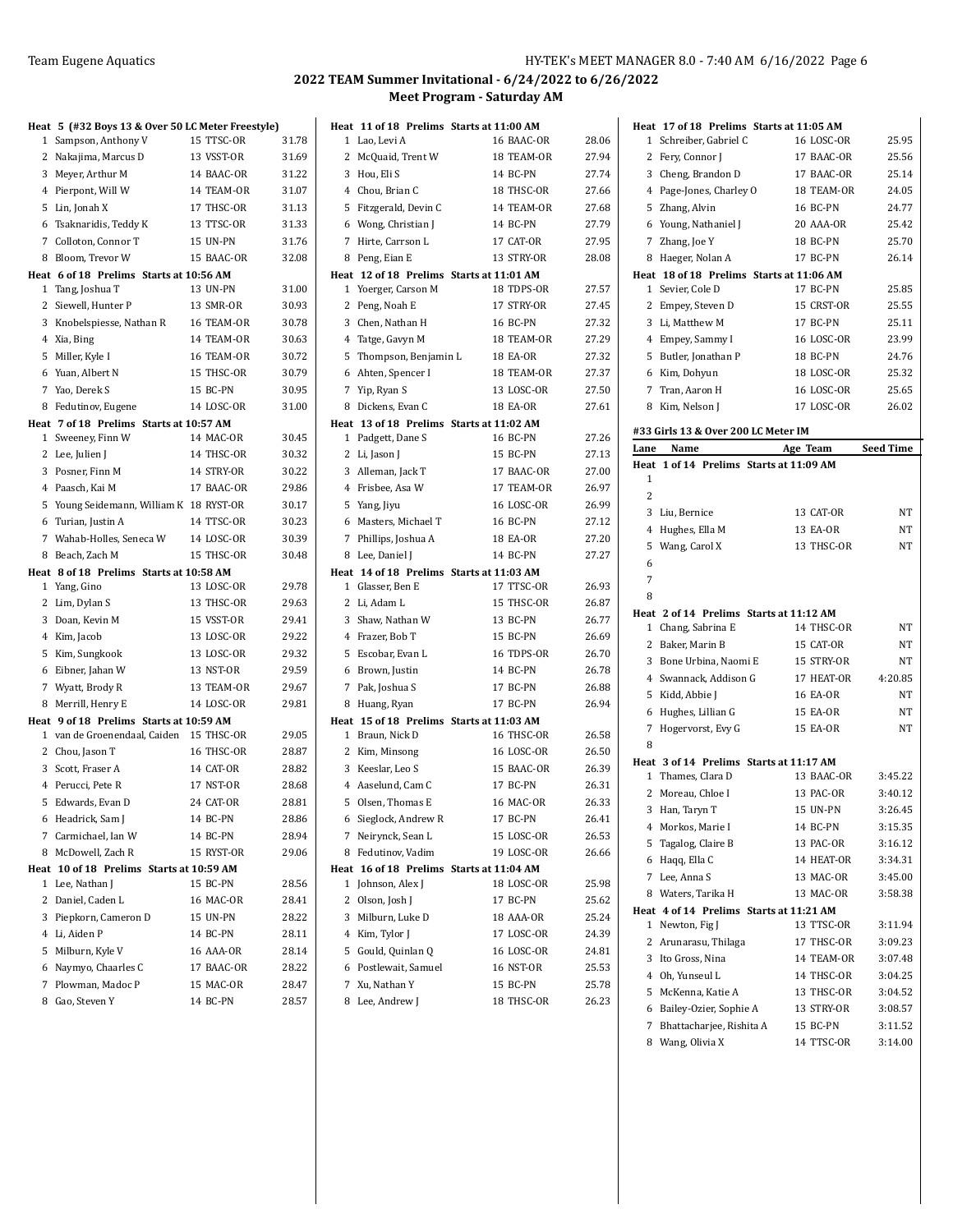## 2022 TEAM Summer Invitational - 6/24/2022 to 6/26/2022

### Meet Program - Saturday AM

**Heat 5 (#32 Boys 13 & Over 50 LC Meter Freestyle)**

| Lane | Name | Age | Team | Seed Time |
|---|---|---|---|---|
| 1 | Sampson, Anthony V | 15 | TTSC-OR | 31.78 |
| 2 | Nakajima, Marcus D | 13 | VSST-OR | 31.69 |
| 3 | Meyer, Arthur M | 14 | BAAC-OR | 31.22 |
| 4 | Pierpont, Will W | 14 | TEAM-OR | 31.07 |
| 5 | Lin, Jonah X | 17 | THSC-OR | 31.13 |
| 6 | Tsaknaridis, Teddy K | 13 | TTSC-OR | 31.33 |
| 7 | Colloton, Connor T | 15 | UN-PN | 31.76 |
| 8 | Bloom, Trevor W | 15 | BAAC-OR | 32.08 |

**Heat 6 of 18 Prelims Starts at 10:56 AM**

| Lane | Name | Age | Team | Seed Time |
|---|---|---|---|---|
| 1 | Tang, Joshua T | 13 | UN-PN | 31.00 |
| 2 | Siewell, Hunter P | 13 | SMR-OR | 30.93 |
| 3 | Knobelspiesse, Nathan R | 16 | TEAM-OR | 30.78 |
| 4 | Xia, Bing | 14 | TEAM-OR | 30.63 |
| 5 | Miller, Kyle I | 16 | TEAM-OR | 30.72 |
| 6 | Yuan, Albert N | 15 | THSC-OR | 30.79 |
| 7 | Yao, Derek S | 15 | BC-PN | 30.95 |
| 8 | Fedutinov, Eugene | 14 | LOSC-OR | 31.00 |

**Heat 7 of 18 Prelims Starts at 10:57 AM**

| Lane | Name | Age | Team | Seed Time |
|---|---|---|---|---|
| 1 | Sweeney, Finn W | 14 | MAC-OR | 30.45 |
| 2 | Lee, Julien J | 14 | THSC-OR | 30.32 |
| 3 | Posner, Finn M | 14 | STRY-OR | 30.22 |
| 4 | Paasch, Kai M | 17 | BAAC-OR | 29.86 |
| 5 | Young Seidemann, William K | 18 | RYST-OR | 30.17 |
| 6 | Turian, Justin A | 14 | TTSC-OR | 30.23 |
| 7 | Wahab-Holles, Seneca W | 14 | LOSC-OR | 30.39 |
| 8 | Beach, Zach M | 15 | THSC-OR | 30.48 |

**Heat 8 of 18 Prelims Starts at 10:58 AM**

| Lane | Name | Age | Team | Seed Time |
|---|---|---|---|---|
| 1 | Yang, Gino | 13 | LOSC-OR | 29.78 |
| 2 | Lim, Dylan S | 13 | THSC-OR | 29.63 |
| 3 | Doan, Kevin M | 15 | VSST-OR | 29.41 |
| 4 | Kim, Jacob | 13 | LOSC-OR | 29.22 |
| 5 | Kim, Sungkook | 13 | LOSC-OR | 29.32 |
| 6 | Eibner, Jahan W | 13 | NST-OR | 29.59 |
| 7 | Wyatt, Brody R | 13 | TEAM-OR | 29.67 |
| 8 | Merrill, Henry E | 14 | LOSC-OR | 29.81 |

**Heat 9 of 18 Prelims Starts at 10:59 AM**

| Lane | Name | Age | Team | Seed Time |
|---|---|---|---|---|
| 1 | van de Groenendaal, Caiden | 15 | THSC-OR | 29.05 |
| 2 | Chou, Jason T | 16 | THSC-OR | 28.87 |
| 3 | Scott, Fraser A | 14 | CAT-OR | 28.82 |
| 4 | Perucci, Pete R | 17 | NST-OR | 28.68 |
| 5 | Edwards, Evan D | 24 | CAT-OR | 28.81 |
| 6 | Headrick, Sam J | 14 | BC-PN | 28.86 |
| 7 | Carmichael, Ian W | 14 | BC-PN | 28.94 |
| 8 | McDowell, Zach R | 15 | RYST-OR | 29.06 |

**Heat 10 of 18 Prelims Starts at 10:59 AM**

| Lane | Name | Age | Team | Seed Time |
|---|---|---|---|---|
| 1 | Lee, Nathan J | 15 | BC-PN | 28.56 |
| 2 | Daniel, Caden L | 16 | MAC-OR | 28.41 |
| 3 | Piepkorn, Cameron D | 15 | UN-PN | 28.22 |
| 4 | Li, Aiden P | 14 | BC-PN | 28.11 |
| 5 | Milburn, Kyle V | 16 | AAA-OR | 28.14 |
| 6 | Naymyo, Chaarles C | 17 | BAAC-OR | 28.22 |
| 7 | Plowman, Madoc P | 15 | MAC-OR | 28.47 |
| 8 | Gao, Steven Y | 14 | BC-PN | 28.57 |

**Heat 11 of 18 Prelims Starts at 11:00 AM**

| Lane | Name | Age | Team | Seed Time |
|---|---|---|---|---|
| 1 | Lao, Levi A | 16 | BAAC-OR | 28.06 |
| 2 | McQuaid, Trent W | 18 | TEAM-OR | 27.94 |
| 3 | Hou, Eli S | 14 | BC-PN | 27.74 |
| 4 | Chou, Brian C | 18 | THSC-OR | 27.66 |
| 5 | Fitzgerald, Devin C | 14 | TEAM-OR | 27.68 |
| 6 | Wong, Christian J | 14 | BC-PN | 27.79 |
| 7 | Hirte, Carrson L | 17 | CAT-OR | 27.95 |
| 8 | Peng, Eian E | 13 | STRY-OR | 28.08 |

**Heat 12 of 18 Prelims Starts at 11:01 AM**

| Lane | Name | Age | Team | Seed Time |
|---|---|---|---|---|
| 1 | Yoerger, Carson M | 18 | TDPS-OR | 27.57 |
| 2 | Peng, Noah E | 17 | STRY-OR | 27.45 |
| 3 | Chen, Nathan H | 16 | BC-PN | 27.32 |
| 4 | Tatge, Gavyn M | 18 | TEAM-OR | 27.29 |
| 5 | Thompson, Benjamin L | 18 | EA-OR | 27.32 |
| 6 | Ahten, Spencer I | 18 | TEAM-OR | 27.37 |
| 7 | Yip, Ryan S | 13 | LOSC-OR | 27.50 |
| 8 | Dickens, Evan C | 18 | EA-OR | 27.61 |

**Heat 13 of 18 Prelims Starts at 11:02 AM**

| Lane | Name | Age | Team | Seed Time |
|---|---|---|---|---|
| 1 | Padgett, Dane S | 16 | BC-PN | 27.26 |
| 2 | Li, Jason J | 15 | BC-PN | 27.13 |
| 3 | Alleman, Jack T | 17 | BAAC-OR | 27.00 |
| 4 | Frisbee, Asa W | 17 | TEAM-OR | 26.97 |
| 5 | Yang, Jiyu | 16 | LOSC-OR | 26.99 |
| 6 | Masters, Michael T | 16 | BC-PN | 27.12 |
| 7 | Phillips, Joshua A | 18 | EA-OR | 27.20 |
| 8 | Lee, Daniel J | 14 | BC-PN | 27.27 |

**Heat 14 of 18 Prelims Starts at 11:03 AM**

| Lane | Name | Age | Team | Seed Time |
|---|---|---|---|---|
| 1 | Glasser, Ben E | 17 | TTSC-OR | 26.93 |
| 2 | Li, Adam L | 15 | THSC-OR | 26.87 |
| 3 | Shaw, Nathan W | 13 | BC-PN | 26.77 |
| 4 | Frazer, Bob T | 15 | BC-PN | 26.69 |
| 5 | Escobar, Evan L | 16 | TDPS-OR | 26.70 |
| 6 | Brown, Justin | 14 | BC-PN | 26.78 |
| 7 | Pak, Joshua S | 17 | BC-PN | 26.88 |
| 8 | Huang, Ryan | 17 | BC-PN | 26.94 |

**Heat 15 of 18 Prelims Starts at 11:03 AM**

| Lane | Name | Age | Team | Seed Time |
|---|---|---|---|---|
| 1 | Braun, Nick D | 16 | THSC-OR | 26.58 |
| 2 | Kim, Minsong | 16 | LOSC-OR | 26.50 |
| 3 | Keeslar, Leo S | 15 | BAAC-OR | 26.39 |
| 4 | Aaselund, Cam C | 17 | BC-PN | 26.31 |
| 5 | Olsen, Thomas E | 16 | MAC-OR | 26.33 |
| 6 | Sieglock, Andrew R | 17 | BC-PN | 26.41 |
| 7 | Neirynck, Sean L | 15 | LOSC-OR | 26.53 |
| 8 | Fedutinov, Vadim | 19 | LOSC-OR | 26.66 |

**Heat 16 of 18 Prelims Starts at 11:04 AM**

| Lane | Name | Age | Team | Seed Time |
|---|---|---|---|---|
| 1 | Johnson, Alex J | 18 | LOSC-OR | 25.98 |
| 2 | Olson, Josh J | 17 | BC-PN | 25.62 |
| 3 | Milburn, Luke D | 18 | AAA-OR | 25.24 |
| 4 | Kim, Tylor J | 17 | LOSC-OR | 24.39 |
| 5 | Gould, Quinlan Q | 16 | LOSC-OR | 24.81 |
| 6 | Postlewait, Samuel | 16 | NST-OR | 25.53 |
| 7 | Xu, Nathan Y | 15 | BC-PN | 25.78 |
| 8 | Lee, Andrew J | 18 | THSC-OR | 26.23 |

**Heat 17 of 18 Prelims Starts at 11:05 AM**

| Lane | Name | Age | Team | Seed Time |
|---|---|---|---|---|
| 1 | Schreiber, Gabriel C | 16 | LOSC-OR | 25.95 |
| 2 | Fery, Connor J | 17 | BAAC-OR | 25.56 |
| 3 | Cheng, Brandon D | 17 | BAAC-OR | 25.14 |
| 4 | Page-Jones, Charley O | 18 | TEAM-OR | 24.05 |
| 5 | Zhang, Alvin | 16 | BC-PN | 24.77 |
| 6 | Young, Nathaniel J | 20 | AAA-OR | 25.42 |
| 7 | Zhang, Joe Y | 18 | BC-PN | 25.70 |
| 8 | Haeger, Nolan A | 17 | BC-PN | 26.14 |

**Heat 18 of 18 Prelims Starts at 11:06 AM**

| Lane | Name | Age | Team | Seed Time |
|---|---|---|---|---|
| 1 | Sevier, Cole D | 17 | BC-PN | 25.85 |
| 2 | Empey, Steven D | 15 | CRST-OR | 25.55 |
| 3 | Li, Matthew M | 17 | BC-PN | 25.11 |
| 4 | Empey, Sammy I | 16 | LOSC-OR | 23.99 |
| 5 | Butler, Jonathan P | 18 | BC-PN | 24.76 |
| 6 | Kim, Dohyun | 18 | LOSC-OR | 25.32 |
| 7 | Tran, Aaron H | 16 | LOSC-OR | 25.65 |
| 8 | Kim, Nelson J | 17 | LOSC-OR | 26.02 |

### #33 Girls 13 & Over 200 LC Meter IM

**Heat 1 of 14 Prelims Starts at 11:09 AM**

| Lane | Name | Age | Team | Seed Time |
|---|---|---|---|---|
| 1 | | | | |
| 2 | | | | |
| 3 | Liu, Bernice | 13 | CAT-OR | NT |
| 4 | Hughes, Ella M | 13 | EA-OR | NT |
| 5 | Wang, Carol X | 13 | THSC-OR | NT |
| 6 | | | | |
| 7 | | | | |
| 8 | | | | |

**Heat 2 of 14 Prelims Starts at 11:12 AM**

| Lane | Name | Age | Team | Seed Time |
|---|---|---|---|---|
| 1 | Chang, Sabrina E | 14 | THSC-OR | NT |
| 2 | Baker, Marin B | 15 | CAT-OR | NT |
| 3 | Bone Urbina, Naomi E | 15 | STRY-OR | NT |
| 4 | Swannack, Addison G | 17 | HEAT-OR | 4:20.85 |
| 5 | Kidd, Abbie J | 16 | EA-OR | NT |
| 6 | Hughes, Lillian G | 15 | EA-OR | NT |
| 7 | Hogervorst, Evy G | 15 | EA-OR | NT |
| 8 | | | | |

**Heat 3 of 14 Prelims Starts at 11:17 AM**

| Lane | Name | Age | Team | Seed Time |
|---|---|---|---|---|
| 1 | Thames, Clara D | 13 | BAAC-OR | 3:45.22 |
| 2 | Moreau, Chloe I | 13 | PAC-OR | 3:40.12 |
| 3 | Han, Taryn T | 15 | UN-PN | 3:26.45 |
| 4 | Morkos, Marie I | 14 | BC-PN | 3:15.35 |
| 5 | Tagalog, Claire B | 13 | PAC-OR | 3:16.12 |
| 6 | Haqq, Ella C | 14 | HEAT-OR | 3:34.31 |
| 7 | Lee, Anna S | 13 | MAC-OR | 3:45.00 |
| 8 | Waters, Tarika H | 13 | MAC-OR | 3:58.38 |

**Heat 4 of 14 Prelims Starts at 11:21 AM**

| Lane | Name | Age | Team | Seed Time |
|---|---|---|---|---|
| 1 | Newton, Fig J | 13 | TTSC-OR | 3:11.94 |
| 2 | Arunarasu, Thilaga | 17 | THSC-OR | 3:09.23 |
| 3 | Ito Gross, Nina | 14 | TEAM-OR | 3:07.48 |
| 4 | Oh, Yunseul L | 14 | THSC-OR | 3:04.25 |
| 5 | McKenna, Katie A | 13 | THSC-OR | 3:04.52 |
| 6 | Bailey-Ozier, Sophie A | 13 | STRY-OR | 3:08.57 |
| 7 | Bhattacharjee, Rishita A | 15 | BC-PN | 3:11.52 |
| 8 | Wang, Olivia X | 14 | TTSC-OR | 3:14.00 |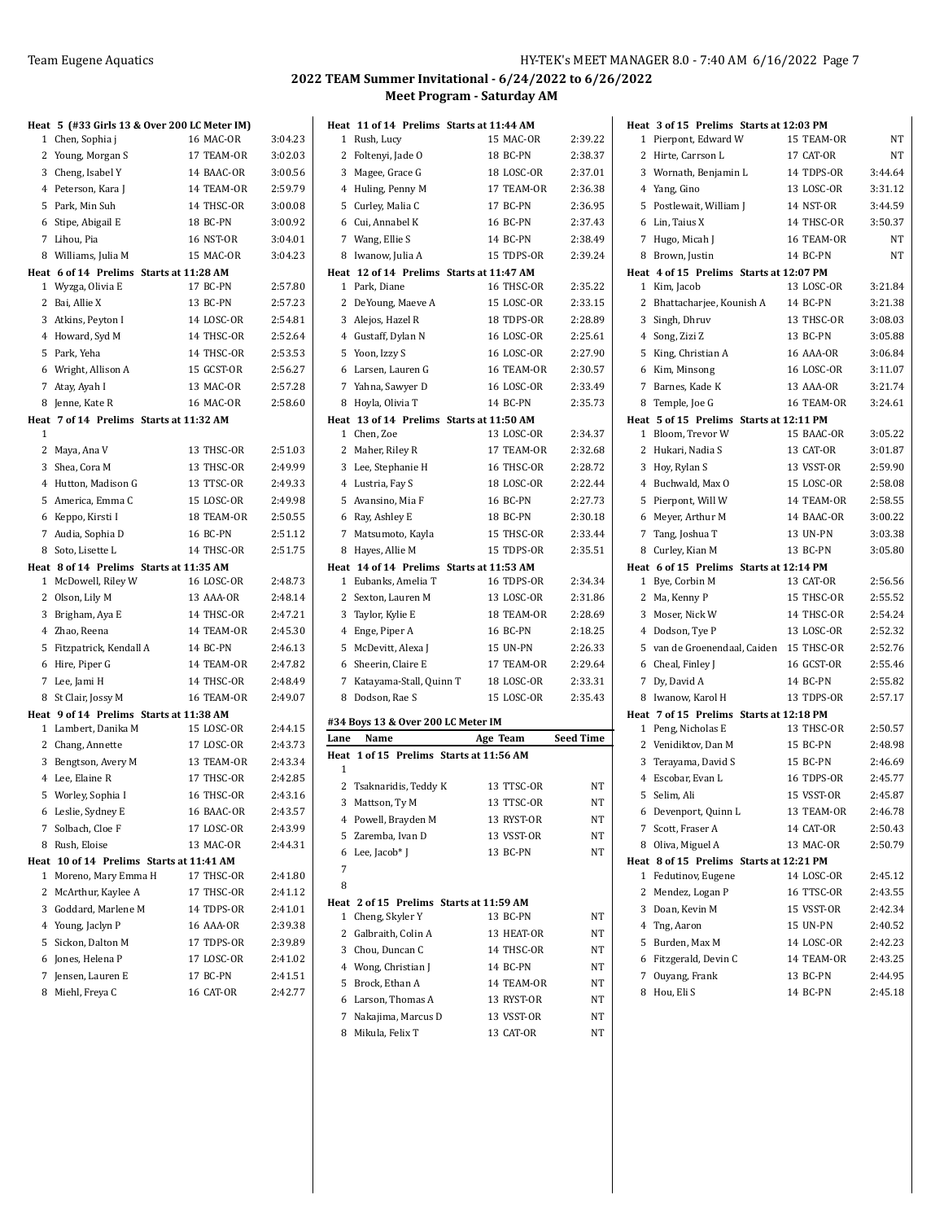## 2022 TEAM Summer Invitational - 6/24/2022 to 6/26/2022

### Meet Program - Saturday AM

**Heat 5 (#33 Girls 13 & Over 200 LC Meter IM)**

| Lane | Name | Age | Team | Seed Time |
|---|---|---|---|---|
| 1 | Chen, Sophia j | 16 | MAC-OR | 3:04.23 |
| 2 | Young, Morgan S | 17 | TEAM-OR | 3:02.03 |
| 3 | Cheng, Isabel Y | 14 | BAAC-OR | 3:00.56 |
| 4 | Peterson, Kara J | 14 | TEAM-OR | 2:59.79 |
| 5 | Park, Min Suh | 14 | THSC-OR | 3:00.08 |
| 6 | Stipe, Abigail E | 18 | BC-PN | 3:00.92 |
| 7 | Lihou, Pia | 16 | NST-OR | 3:04.01 |
| 8 | Williams, Julia M | 15 | MAC-OR | 3:04.23 |

**Heat 6 of 14 Prelims Starts at 11:28 AM**

| Lane | Name | Age | Team | Seed Time |
|---|---|---|---|---|
| 1 | Wyzga, Olivia E | 17 | BC-PN | 2:57.80 |
| 2 | Bai, Allie X | 13 | BC-PN | 2:57.23 |
| 3 | Atkins, Peyton I | 14 | LOSC-OR | 2:54.81 |
| 4 | Howard, Syd M | 14 | THSC-OR | 2:52.64 |
| 5 | Park, Yeha | 14 | THSC-OR | 2:53.53 |
| 6 | Wright, Allison A | 15 | GCST-OR | 2:56.27 |
| 7 | Atay, Ayah I | 13 | MAC-OR | 2:57.28 |
| 8 | Jenne, Kate R | 16 | MAC-OR | 2:58.60 |

**Heat 7 of 14 Prelims Starts at 11:32 AM**

| Lane | Name | Age | Team | Seed Time |
|---|---|---|---|---|
| 1 | | | | |
| 2 | Maya, Ana V | 13 | THSC-OR | 2:51.03 |
| 3 | Shea, Cora M | 13 | THSC-OR | 2:49.99 |
| 4 | Hutton, Madison G | 13 | TTSC-OR | 2:49.33 |
| 5 | America, Emma C | 15 | LOSC-OR | 2:49.98 |
| 6 | Keppo, Kirsti I | 18 | TEAM-OR | 2:50.55 |
| 7 | Audia, Sophia D | 16 | BC-PN | 2:51.12 |
| 8 | Soto, Lisette L | 14 | THSC-OR | 2:51.75 |

**Heat 8 of 14 Prelims Starts at 11:35 AM**

| Lane | Name | Age | Team | Seed Time |
|---|---|---|---|---|
| 1 | McDowell, Riley W | 16 | LOSC-OR | 2:48.73 |
| 2 | Olson, Lily M | 13 | AAA-OR | 2:48.14 |
| 3 | Brigham, Aya E | 14 | THSC-OR | 2:47.21 |
| 4 | Zhao, Reena | 14 | TEAM-OR | 2:45.30 |
| 5 | Fitzpatrick, Kendall A | 14 | BC-PN | 2:46.13 |
| 6 | Hire, Piper G | 14 | TEAM-OR | 2:47.82 |
| 7 | Lee, Jami H | 14 | THSC-OR | 2:48.49 |
| 8 | St Clair, Jossy M | 16 | TEAM-OR | 2:49.07 |

**Heat 9 of 14 Prelims Starts at 11:38 AM**

| Lane | Name | Age | Team | Seed Time |
|---|---|---|---|---|
| 1 | Lambert, Danika M | 15 | LOSC-OR | 2:44.15 |
| 2 | Chang, Annette | 17 | LOSC-OR | 2:43.73 |
| 3 | Bengtson, Avery M | 13 | TEAM-OR | 2:43.34 |
| 4 | Lee, Elaine R | 17 | THSC-OR | 2:42.85 |
| 5 | Worley, Sophia I | 16 | THSC-OR | 2:43.16 |
| 6 | Leslie, Sydney E | 16 | BAAC-OR | 2:43.57 |
| 7 | Solbach, Cloe F | 17 | LOSC-OR | 2:43.99 |
| 8 | Rush, Eloise | 13 | MAC-OR | 2:44.31 |

**Heat 10 of 14 Prelims Starts at 11:41 AM**

| Lane | Name | Age | Team | Seed Time |
|---|---|---|---|---|
| 1 | Moreno, Mary Emma H | 17 | THSC-OR | 2:41.80 |
| 2 | McArthur, Kaylee A | 17 | THSC-OR | 2:41.12 |
| 3 | Goddard, Marlene M | 14 | TDPS-OR | 2:41.01 |
| 4 | Young, Jaclyn P | 16 | AAA-OR | 2:39.38 |
| 5 | Sickon, Dalton M | 17 | TDPS-OR | 2:39.89 |
| 6 | Jones, Helena P | 17 | LOSC-OR | 2:41.02 |
| 7 | Jensen, Lauren E | 17 | BC-PN | 2:41.51 |
| 8 | Miehl, Freya C | 16 | CAT-OR | 2:42.77 |

**Heat 11 of 14 Prelims Starts at 11:44 AM**

| Lane | Name | Age | Team | Seed Time |
|---|---|---|---|---|
| 1 | Rush, Lucy | 15 | MAC-OR | 2:39.22 |
| 2 | Foltenyi, Jade O | 18 | BC-PN | 2:38.37 |
| 3 | Magee, Grace G | 18 | LOSC-OR | 2:37.01 |
| 4 | Huling, Penny M | 17 | TEAM-OR | 2:36.38 |
| 5 | Curley, Malia C | 17 | BC-PN | 2:36.95 |
| 6 | Cui, Annabel K | 16 | BC-PN | 2:37.43 |
| 7 | Wang, Ellie S | 14 | BC-PN | 2:38.49 |
| 8 | Iwanow, Julia A | 15 | TDPS-OR | 2:39.24 |

**Heat 12 of 14 Prelims Starts at 11:47 AM**

| Lane | Name | Age | Team | Seed Time |
|---|---|---|---|---|
| 1 | Park, Diane | 16 | THSC-OR | 2:35.22 |
| 2 | DeYoung, Maeve A | 15 | LOSC-OR | 2:33.15 |
| 3 | Alejos, Hazel R | 18 | TDPS-OR | 2:28.89 |
| 4 | Gustaff, Dylan N | 16 | LOSC-OR | 2:25.61 |
| 5 | Yoon, Izzy S | 16 | LOSC-OR | 2:27.90 |
| 6 | Larsen, Lauren G | 16 | TEAM-OR | 2:30.57 |
| 7 | Yahna, Sawyer D | 16 | LOSC-OR | 2:33.49 |
| 8 | Hoyla, Olivia T | 14 | BC-PN | 2:35.73 |

**Heat 13 of 14 Prelims Starts at 11:50 AM**

| Lane | Name | Age | Team | Seed Time |
|---|---|---|---|---|
| 1 | Chen, Zoe | 13 | LOSC-OR | 2:34.37 |
| 2 | Maher, Riley R | 17 | TEAM-OR | 2:32.68 |
| 3 | Lee, Stephanie H | 16 | THSC-OR | 2:28.72 |
| 4 | Lustria, Fay S | 18 | LOSC-OR | 2:22.44 |
| 5 | Avansino, Mia F | 16 | BC-PN | 2:27.73 |
| 6 | Ray, Ashley E | 18 | BC-PN | 2:30.18 |
| 7 | Matsumoto, Kayla | 15 | THSC-OR | 2:33.44 |
| 8 | Hayes, Allie M | 15 | TDPS-OR | 2:35.51 |

**Heat 14 of 14 Prelims Starts at 11:53 AM**

| Lane | Name | Age | Team | Seed Time |
|---|---|---|---|---|
| 1 | Eubanks, Amelia T | 16 | TDPS-OR | 2:34.34 |
| 2 | Sexton, Lauren M | 13 | LOSC-OR | 2:31.86 |
| 3 | Taylor, Kylie E | 18 | TEAM-OR | 2:28.69 |
| 4 | Enge, Piper A | 16 | BC-PN | 2:18.25 |
| 5 | McDevitt, Alexa J | 15 | UN-PN | 2:26.33 |
| 6 | Sheerin, Claire E | 17 | TEAM-OR | 2:29.64 |
| 7 | Katayama-Stall, Quinn T | 18 | LOSC-OR | 2:33.31 |
| 8 | Dodson, Rae S | 15 | LOSC-OR | 2:35.43 |

### #34 Boys 13 & Over 200 LC Meter IM

**Heat 1 of 15 Prelims Starts at 11:56 AM**

| Lane | Name | Age | Team | Seed Time |
|---|---|---|---|---|
| 1 | | | | |
| 2 | Tsaknaridis, Teddy K | 13 | TTSC-OR | NT |
| 3 | Mattson, Ty M | 13 | TTSC-OR | NT |
| 4 | Powell, Brayden M | 13 | RYST-OR | NT |
| 5 | Zaremba, Ivan D | 13 | VSST-OR | NT |
| 6 | Lee, Jacob* J | 13 | BC-PN | NT |
| 7 | | | | |
| 8 | | | | |

**Heat 2 of 15 Prelims Starts at 11:59 AM**

| Lane | Name | Age | Team | Seed Time |
|---|---|---|---|---|
| 1 | Cheng, Skyler Y | 13 | BC-PN | NT |
| 2 | Galbraith, Colin A | 13 | HEAT-OR | NT |
| 3 | Chou, Duncan C | 14 | THSC-OR | NT |
| 4 | Wong, Christian J | 14 | BC-PN | NT |
| 5 | Brock, Ethan A | 14 | TEAM-OR | NT |
| 6 | Larson, Thomas A | 13 | RYST-OR | NT |
| 7 | Nakajima, Marcus D | 13 | VSST-OR | NT |
| 8 | Mikula, Felix T | 13 | CAT-OR | NT |

**Heat 3 of 15 Prelims Starts at 12:03 PM**

| Lane | Name | Age | Team | Seed Time |
|---|---|---|---|---|
| 1 | Pierpont, Edward W | 15 | TEAM-OR | NT |
| 2 | Hirte, Carrson L | 17 | CAT-OR | NT |
| 3 | Wornath, Benjamin L | 14 | TDPS-OR | 3:44.64 |
| 4 | Yang, Gino | 13 | LOSC-OR | 3:31.12 |
| 5 | Postlewait, William J | 14 | NST-OR | 3:44.59 |
| 6 | Lin, Taius X | 14 | THSC-OR | 3:50.37 |
| 7 | Hugo, Micah J | 16 | TEAM-OR | NT |
| 8 | Brown, Justin | 14 | BC-PN | NT |

**Heat 4 of 15 Prelims Starts at 12:07 PM**

| Lane | Name | Age | Team | Seed Time |
|---|---|---|---|---|
| 1 | Kim, Jacob | 13 | LOSC-OR | 3:21.84 |
| 2 | Bhattacharjee, Kounish A | 14 | BC-PN | 3:21.38 |
| 3 | Singh, Dhruv | 13 | THSC-OR | 3:08.03 |
| 4 | Song, Zizi Z | 13 | BC-PN | 3:05.88 |
| 5 | King, Christian A | 16 | AAA-OR | 3:06.84 |
| 6 | Kim, Minsong | 16 | LOSC-OR | 3:11.07 |
| 7 | Barnes, Kade K | 13 | AAA-OR | 3:21.74 |
| 8 | Temple, Joe G | 16 | TEAM-OR | 3:24.61 |

**Heat 5 of 15 Prelims Starts at 12:11 PM**

| Lane | Name | Age | Team | Seed Time |
|---|---|---|---|---|
| 1 | Bloom, Trevor W | 15 | BAAC-OR | 3:05.22 |
| 2 | Hukari, Nadia S | 13 | CAT-OR | 3:01.87 |
| 3 | Hoy, Rylan S | 13 | VSST-OR | 2:59.90 |
| 4 | Buchwald, Max O | 15 | LOSC-OR | 2:58.08 |
| 5 | Pierpont, Will W | 14 | TEAM-OR | 2:58.55 |
| 6 | Meyer, Arthur M | 14 | BAAC-OR | 3:00.22 |
| 7 | Tang, Joshua T | 13 | UN-PN | 3:03.38 |
| 8 | Curley, Kian M | 13 | BC-PN | 3:05.80 |

**Heat 6 of 15 Prelims Starts at 12:14 PM**

| Lane | Name | Age | Team | Seed Time |
|---|---|---|---|---|
| 1 | Bye, Corbin M | 13 | CAT-OR | 2:56.56 |
| 2 | Ma, Kenny P | 15 | THSC-OR | 2:55.52 |
| 3 | Moser, Nick W | 14 | THSC-OR | 2:54.24 |
| 4 | Dodson, Tye P | 13 | LOSC-OR | 2:52.32 |
| 5 | van de Groenendaal, Caiden | 15 | THSC-OR | 2:52.76 |
| 6 | Cheal, Finley J | 16 | GCST-OR | 2:55.46 |
| 7 | Dy, David A | 14 | BC-PN | 2:55.82 |
| 8 | Iwanow, Karol H | 13 | TDPS-OR | 2:57.17 |

**Heat 7 of 15 Prelims Starts at 12:18 PM**

| Lane | Name | Age | Team | Seed Time |
|---|---|---|---|---|
| 1 | Peng, Nicholas E | 13 | THSC-OR | 2:50.57 |
| 2 | Venidiktov, Dan M | 15 | BC-PN | 2:48.98 |
| 3 | Terayama, David S | 15 | BC-PN | 2:46.69 |
| 4 | Escobar, Evan L | 16 | TDPS-OR | 2:45.77 |
| 5 | Selim, Ali | 15 | VSST-OR | 2:45.87 |
| 6 | Devenport, Quinn L | 13 | TEAM-OR | 2:46.78 |
| 7 | Scott, Fraser A | 14 | CAT-OR | 2:50.43 |
| 8 | Oliva, Miguel A | 13 | MAC-OR | 2:50.79 |

**Heat 8 of 15 Prelims Starts at 12:21 PM**

| Lane | Name | Age | Team | Seed Time |
|---|---|---|---|---|
| 1 | Fedutinov, Eugene | 14 | LOSC-OR | 2:45.12 |
| 2 | Mendez, Logan P | 16 | TTSC-OR | 2:43.55 |
| 3 | Doan, Kevin M | 15 | VSST-OR | 2:42.34 |
| 4 | Tng, Aaron | 15 | UN-PN | 2:40.52 |
| 5 | Burden, Max M | 14 | LOSC-OR | 2:42.23 |
| 6 | Fitzgerald, Devin C | 14 | TEAM-OR | 2:43.25 |
| 7 | Ouyang, Frank | 13 | BC-PN | 2:44.95 |
| 8 | Hou, Eli S | 14 | BC-PN | 2:45.18 |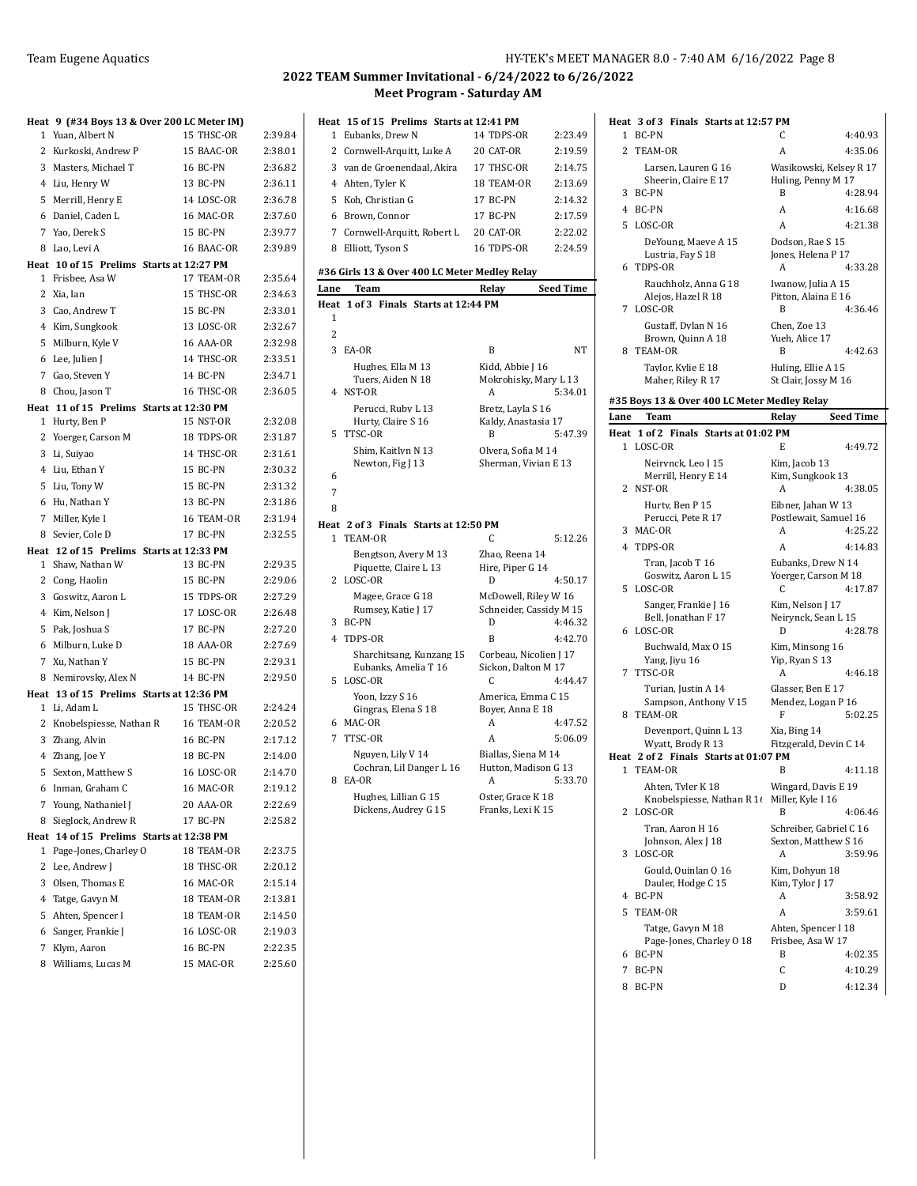## 2022 TEAM Summer Invitational - 6/24/2022 to 6/26/2022

### Meet Program - Saturday AM

**Heat 9 (#34 Boys 13 & Over 200 LC Meter IM)**

| | | | | |
|---|---|---|---|---|
| 1 | Yuan, Albert N | 15 | THSC-OR | 2:39.84 |
| 2 | Kurkoski, Andrew P | 15 | BAAC-OR | 2:38.01 |
| 3 | Masters, Michael T | 16 | BC-PN | 2:36.82 |
| 4 | Liu, Henry W | 13 | BC-PN | 2:36.11 |
| 5 | Merrill, Henry E | 14 | LOSC-OR | 2:36.78 |
| 6 | Daniel, Caden L | 16 | MAC-OR | 2:37.60 |
| 7 | Yao, Derek S | 15 | BC-PN | 2:39.77 |
| 8 | Lao, Levi A | 16 | BAAC-OR | 2:39.89 |

**Heat 10 of 15 Prelims Starts at 12:27 PM**

| | | | | |
|---|---|---|---|---|
| 1 | Frisbee, Asa W | 17 | TEAM-OR | 2:35.64 |
| 2 | Xia, Ian | 15 | THSC-OR | 2:34.63 |
| 3 | Cao, Andrew T | 15 | BC-PN | 2:33.01 |
| 4 | Kim, Sungkook | 13 | LOSC-OR | 2:32.67 |
| 5 | Milburn, Kyle V | 16 | AAA-OR | 2:32.98 |
| 6 | Lee, Julien J | 14 | THSC-OR | 2:33.51 |
| 7 | Gao, Steven Y | 14 | BC-PN | 2:34.71 |
| 8 | Chou, Jason T | 16 | THSC-OR | 2:36.05 |

**Heat 11 of 15 Prelims Starts at 12:30 PM**

| | | | | |
|---|---|---|---|---|
| 1 | Hurty, Ben P | 15 | NST-OR | 2:32.08 |
| 2 | Yoerger, Carson M | 18 | TDPS-OR | 2:31.87 |
| 3 | Li, Suiyao | 14 | THSC-OR | 2:31.61 |
| 4 | Liu, Ethan Y | 15 | BC-PN | 2:30.32 |
| 5 | Liu, Tony W | 15 | BC-PN | 2:31.32 |
| 6 | Hu, Nathan Y | 13 | BC-PN | 2:31.86 |
| 7 | Miller, Kyle I | 16 | TEAM-OR | 2:31.94 |
| 8 | Sevier, Cole D | 17 | BC-PN | 2:32.55 |

**Heat 12 of 15 Prelims Starts at 12:33 PM**

| | | | | |
|---|---|---|---|---|
| 1 | Shaw, Nathan W | 13 | BC-PN | 2:29.35 |
| 2 | Cong, Haolin | 15 | BC-PN | 2:29.06 |
| 3 | Goswitz, Aaron L | 15 | TDPS-OR | 2:27.29 |
| 4 | Kim, Nelson J | 17 | LOSC-OR | 2:26.48 |
| 5 | Pak, Joshua S | 17 | BC-PN | 2:27.20 |
| 6 | Milburn, Luke D | 18 | AAA-OR | 2:27.69 |
| 7 | Xu, Nathan Y | 15 | BC-PN | 2:29.31 |
| 8 | Nemirovsky, Alex N | 14 | BC-PN | 2:29.50 |

**Heat 13 of 15 Prelims Starts at 12:36 PM**

| | | | | |
|---|---|---|---|---|
| 1 | Li, Adam L | 15 | THSC-OR | 2:24.24 |
| 2 | Knobelspiesse, Nathan R | 16 | TEAM-OR | 2:20.52 |
| 3 | Zhang, Alvin | 16 | BC-PN | 2:17.12 |
| 4 | Zhang, Joe Y | 18 | BC-PN | 2:14.00 |
| 5 | Sexton, Matthew S | 16 | LOSC-OR | 2:14.70 |
| 6 | Inman, Graham C | 16 | MAC-OR | 2:19.12 |
| 7 | Young, Nathaniel J | 20 | AAA-OR | 2:22.69 |
| 8 | Sieglock, Andrew R | 17 | BC-PN | 2:25.82 |

**Heat 14 of 15 Prelims Starts at 12:38 PM**

| | | | | |
|---|---|---|---|---|
| 1 | Page-Jones, Charley O | 18 | TEAM-OR | 2:23.75 |
| 2 | Lee, Andrew J | 18 | THSC-OR | 2:20.12 |
| 3 | Olsen, Thomas E | 16 | MAC-OR | 2:15.14 |
| 4 | Tatge, Gavyn M | 18 | TEAM-OR | 2:13.81 |
| 5 | Ahten, Spencer I | 18 | TEAM-OR | 2:14.50 |
| 6 | Sanger, Frankie J | 16 | LOSC-OR | 2:19.03 |
| 7 | Klym, Aaron | 16 | BC-PN | 2:22.35 |
| 8 | Williams, Lucas M | 15 | MAC-OR | 2:25.60 |

**Heat 15 of 15 Prelims Starts at 12:41 PM**

| | | | | |
|---|---|---|---|---|
| 1 | Eubanks, Drew N | 14 | TDPS-OR | 2:23.49 |
| 2 | Cornwell-Arquitt, Luke A | 20 | CAT-OR | 2:19.59 |
| 3 | van de Groenendaal, Akira | 17 | THSC-OR | 2:14.75 |
| 4 | Ahten, Tyler K | 18 | TEAM-OR | 2:13.69 |
| 5 | Koh, Christian G | 17 | BC-PN | 2:14.32 |
| 6 | Brown, Connor | 17 | BC-PN | 2:17.59 |
| 7 | Cornwell-Arquitt, Robert L | 20 | CAT-OR | 2:22.02 |
| 8 | Elliott, Tyson S | 16 | TDPS-OR | 2:24.59 |

### #36 Girls 13 & Over 400 LC Meter Medley Relay

| Lane | Team | Relay | Seed Time |
|---|---|---|---|

**Heat 1 of 3 Finals Starts at 12:44 PM**

| Lane | Team | Relay | Seed Time |
|---|---|---|---|
| 1 | | | |
| 2 | | | |
| 3 | EA-OR | B | NT |
| | Hughes, Ella M 13; Tuers, Aiden N 18 | Kidd, Abbie J 16; Mokrohisky, Mary L 13 | |
| 4 | NST-OR | A | 5:34.01 |
| | Perucci, Ruby L 13; Hurty, Claire S 16 | Bretz, Layla S 16; Kaldy, Anastasia 17 | |
| 5 | TTSC-OR | B | 5:47.39 |
| | Shim, Kaitlyn N 13; Newton, Fig J 13 | Olvera, Sofia M 14; Sherman, Vivian E 13 | |
| 6 | | | |
| 7 | | | |
| 8 | | | |

**Heat 2 of 3 Finals Starts at 12:50 PM**

| Lane | Team | Relay | Seed Time |
|---|---|---|---|
| 1 | TEAM-OR | C | 5:12.26 |
| | Bengtson, Avery M 13; Piquette, Claire L 13 | Zhao, Reena 14; Hire, Piper G 14 | |
| 2 | LOSC-OR | D | 4:50.17 |
| | Magee, Grace G 18; Rumsey, Katie J 17 | McDowell, Riley W 16; Schneider, Cassidy M 15 | |
| 3 | BC-PN | D | 4:46.32 |
| 4 | TDPS-OR | B | 4:42.70 |
| | Sharchitsang, Kunzang 15; Eubanks, Amelia T 16 | Corbeau, Nicolien J 17; Sickon, Dalton M 17 | |
| 5 | LOSC-OR | C | 4:44.47 |
| | Yoon, Izzy S 16; Gingras, Elena S 18 | America, Emma C 15; Boyer, Anna E 18 | |
| 6 | MAC-OR | A | 4:47.52 |
| 7 | TTSC-OR | A | 5:06.09 |
| | Nguyen, Lily V 14; Cochran, Lil Danger L 16 | Biallas, Siena M 14; Hutton, Madison G 13 | |
| 8 | EA-OR | A | 5:33.70 |
| | Hughes, Lillian G 15; Dickens, Audrey G 15 | Oster, Grace K 18; Franks, Lexi K 15 | |

**Heat 3 of 3 Finals Starts at 12:57 PM**

| Lane | Team | Relay | Seed Time |
|---|---|---|---|
| 1 | BC-PN | C | 4:40.93 |
| 2 | TEAM-OR | A | 4:35.06 |
| | Larsen, Lauren G 16; Sheerin, Claire E 17 | Wasikowski, Kelsey R 17; Huling, Penny M 17 | |
| 3 | BC-PN | B | 4:28.94 |
| 4 | BC-PN | A | 4:16.68 |
| 5 | LOSC-OR | A | 4:21.38 |
| | DeYoung, Maeve A 15; Lustria, Fay S 18 | Dodson, Rae S 15; Jones, Helena P 17 | |
| 6 | TDPS-OR | A | 4:33.28 |
| | Rauchholz, Anna G 18; Alejos, Hazel R 18 | Iwanow, Julia A 15; Pitton, Alaina E 16 | |
| 7 | LOSC-OR | B | 4:36.46 |
| | Gustaff, Dylan N 16; Brown, Quinn A 18 | Chen, Zoe 13; Yueh, Alice 17 | |
| 8 | TEAM-OR | B | 4:42.63 |
| | Taylor, Kylie E 18; Maher, Riley R 17 | Huling, Ellie A 15; St Clair, Jossy M 16 | |

### #35 Boys 13 & Over 400 LC Meter Medley Relay

**Heat 1 of 2 Finals Starts at 01:02 PM**

| Lane | Team | Relay | Seed Time |
|---|---|---|---|
| 1 | LOSC-OR | E | 4:49.72 |
| | Neirynck, Leo J 15; Merrill, Henry E 14 | Kim, Jacob 13; Kim, Sungkook 13 | |
| 2 | NST-OR | A | 4:38.05 |
| | Hurty, Ben P 15; Perucci, Pete R 17 | Eibner, Jahan W 13; Postlewait, Samuel 16 | |
| 3 | MAC-OR | A | 4:25.22 |
| 4 | TDPS-OR | A | 4:14.83 |
| | Tran, Jacob T 16; Goswitz, Aaron L 15 | Eubanks, Drew N 14; Yoerger, Carson M 18 | |
| 5 | LOSC-OR | C | 4:17.87 |
| | Sanger, Frankie J 16; Bell, Jonathan F 17 | Kim, Nelson J 17; Neirynck, Sean L 15 | |
| 6 | LOSC-OR | D | 4:28.78 |
| | Buchwald, Max O 15; Yang, Jiyu 16 | Kim, Minsong 16; Yip, Ryan S 13 | |
| 7 | TTSC-OR | A | 4:46.18 |
| | Turian, Justin A 14; Sampson, Anthony V 15 | Glasser, Ben E 17; Mendez, Logan P 16 | |
| 8 | TEAM-OR | F | 5:02.25 |
| | Devenport, Quinn L 13; Wyatt, Brody R 13 | Xia, Bing 14; Fitzgerald, Devin C 14 | |

**Heat 2 of 2 Finals Starts at 01:07 PM**

| Lane | Team | Relay | Seed Time |
|---|---|---|---|
| 1 | TEAM-OR | B | 4:11.18 |
| | Ahten, Tyler K 18; Knobelspiesse, Nathan R 16 | Wingard, Davis E 19; Miller, Kyle I 16 | |
| 2 | LOSC-OR | B | 4:06.46 |
| | Tran, Aaron H 16; Johnson, Alex J 18 | Schreiber, Gabriel C 16; Sexton, Matthew S 16 | |
| 3 | LOSC-OR | A | 3:59.96 |
| | Gould, Quinlan Q 16; Dauler, Hodge C 15 | Kim, Dohyun 18; Kim, Tylor J 17 | |
| 4 | BC-PN | A | 3:58.92 |
| 5 | TEAM-OR | A | 3:59.61 |
| | Tatge, Gavyn M 18; Page-Jones, Charley O 18 | Ahten, Spencer I 18; Frisbee, Asa W 17 | |
| 6 | BC-PN | B | 4:02.35 |
| 7 | BC-PN | C | 4:10.29 |
| 8 | BC-PN | D | 4:12.34 |